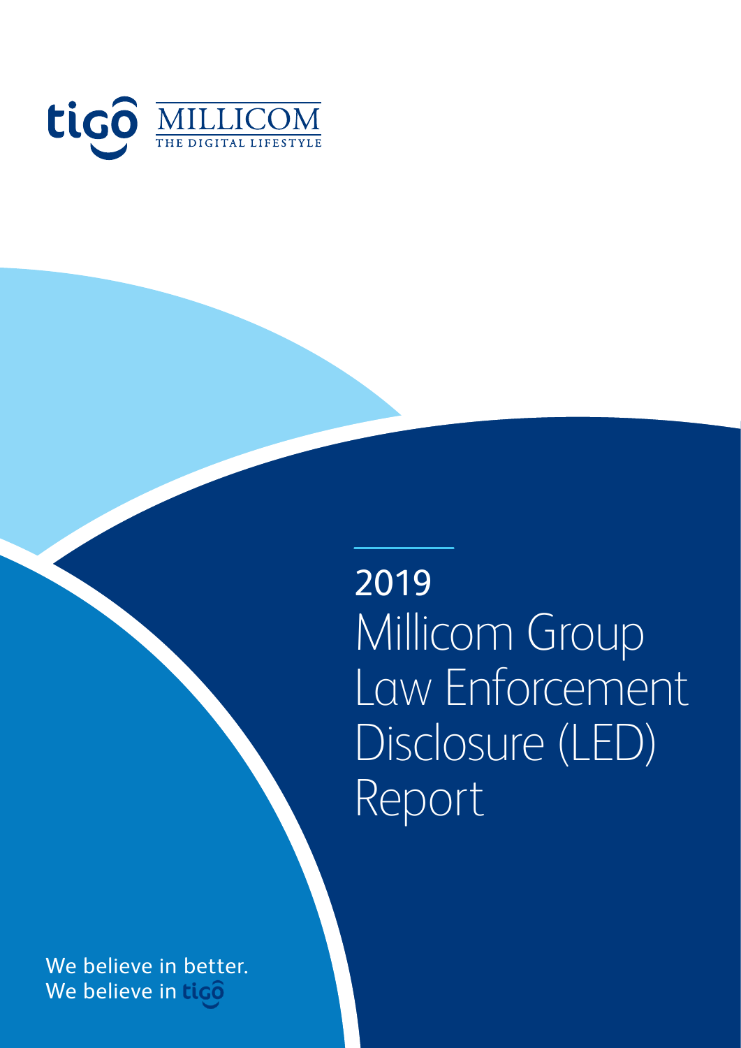tigo MILLICOM THE DIGITAL LIFESTYLE

# 2019 Millicom Group Law Enforcement Disclosure (LED) Report

We believe in better.
We believe in tigo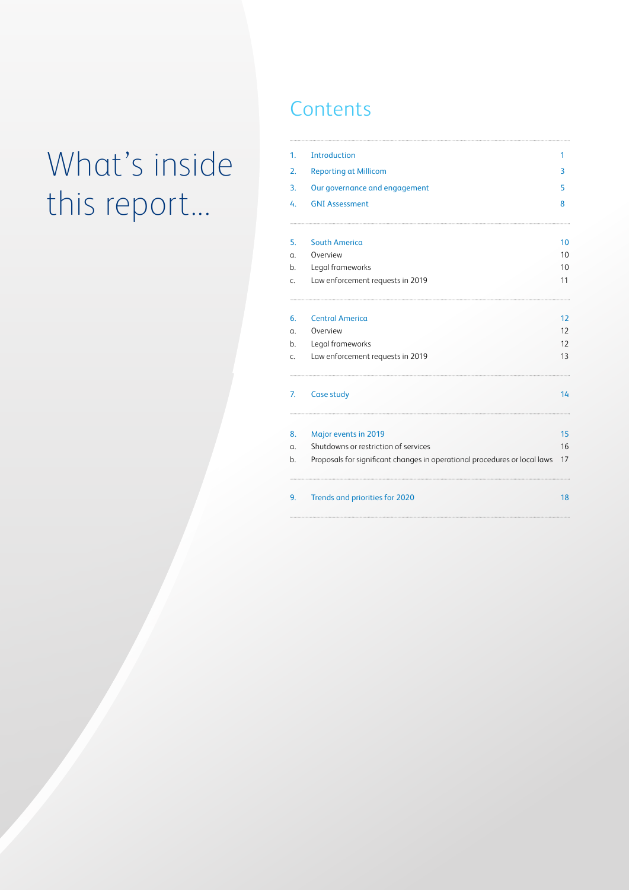# What's inside this report...

## Contents

| | | |
|---|---|---|
| 1. | Introduction | 1 |
| 2. | Reporting at Millicom | 3 |
| 3. | Our governance and engagement | 5 |
| 4. | GNI Assessment | 8 |
| 5. | South America | 10 |
| a. | Overview | 10 |
| b. | Legal frameworks | 10 |
| c. | Law enforcement requests in 2019 | 11 |
| 6. | Central America | 12 |
| a. | Overview | 12 |
| b. | Legal frameworks | 12 |
| c. | Law enforcement requests in 2019 | 13 |
| 7. | Case study | 14 |
| 8. | Major events in 2019 | 15 |
| a. | Shutdowns or restriction of services | 16 |
| b. | Proposals for significant changes in operational procedures or local laws | 17 |
| 9. | Trends and priorities for 2020 | 18 |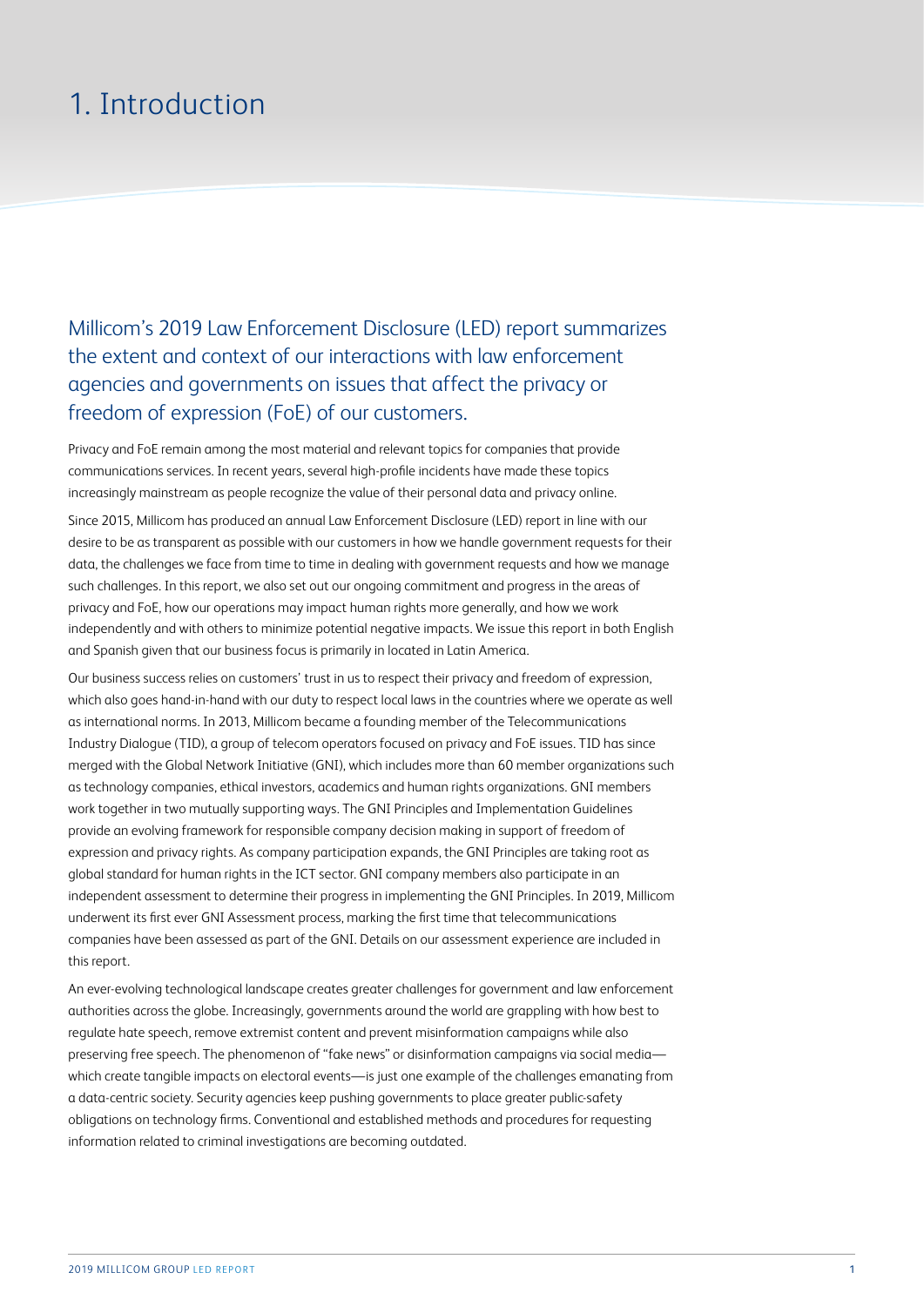# 1. Introduction

## Millicom's 2019 Law Enforcement Disclosure (LED) report summarizes the extent and context of our interactions with law enforcement agencies and governments on issues that affect the privacy or freedom of expression (FoE) of our customers.

Privacy and FoE remain among the most material and relevant topics for companies that provide communications services. In recent years, several high-profile incidents have made these topics increasingly mainstream as people recognize the value of their personal data and privacy online.

Since 2015, Millicom has produced an annual Law Enforcement Disclosure (LED) report in line with our desire to be as transparent as possible with our customers in how we handle government requests for their data, the challenges we face from time to time in dealing with government requests and how we manage such challenges. In this report, we also set out our ongoing commitment and progress in the areas of privacy and FoE, how our operations may impact human rights more generally, and how we work independently and with others to minimize potential negative impacts. We issue this report in both English and Spanish given that our business focus is primarily in located in Latin America.

Our business success relies on customers' trust in us to respect their privacy and freedom of expression, which also goes hand-in-hand with our duty to respect local laws in the countries where we operate as well as international norms. In 2013, Millicom became a founding member of the Telecommunications Industry Dialogue (TID), a group of telecom operators focused on privacy and FoE issues. TID has since merged with the Global Network Initiative (GNI), which includes more than 60 member organizations such as technology companies, ethical investors, academics and human rights organizations. GNI members work together in two mutually supporting ways. The GNI Principles and Implementation Guidelines provide an evolving framework for responsible company decision making in support of freedom of expression and privacy rights. As company participation expands, the GNI Principles are taking root as global standard for human rights in the ICT sector. GNI company members also participate in an independent assessment to determine their progress in implementing the GNI Principles. In 2019, Millicom underwent its first ever GNI Assessment process, marking the first time that telecommunications companies have been assessed as part of the GNI. Details on our assessment experience are included in this report.

An ever-evolving technological landscape creates greater challenges for government and law enforcement authorities across the globe. Increasingly, governments around the world are grappling with how best to regulate hate speech, remove extremist content and prevent misinformation campaigns while also preserving free speech. The phenomenon of "fake news" or disinformation campaigns via social media—which create tangible impacts on electoral events—is just one example of the challenges emanating from a data-centric society. Security agencies keep pushing governments to place greater public-safety obligations on technology firms. Conventional and established methods and procedures for requesting information related to criminal investigations are becoming outdated.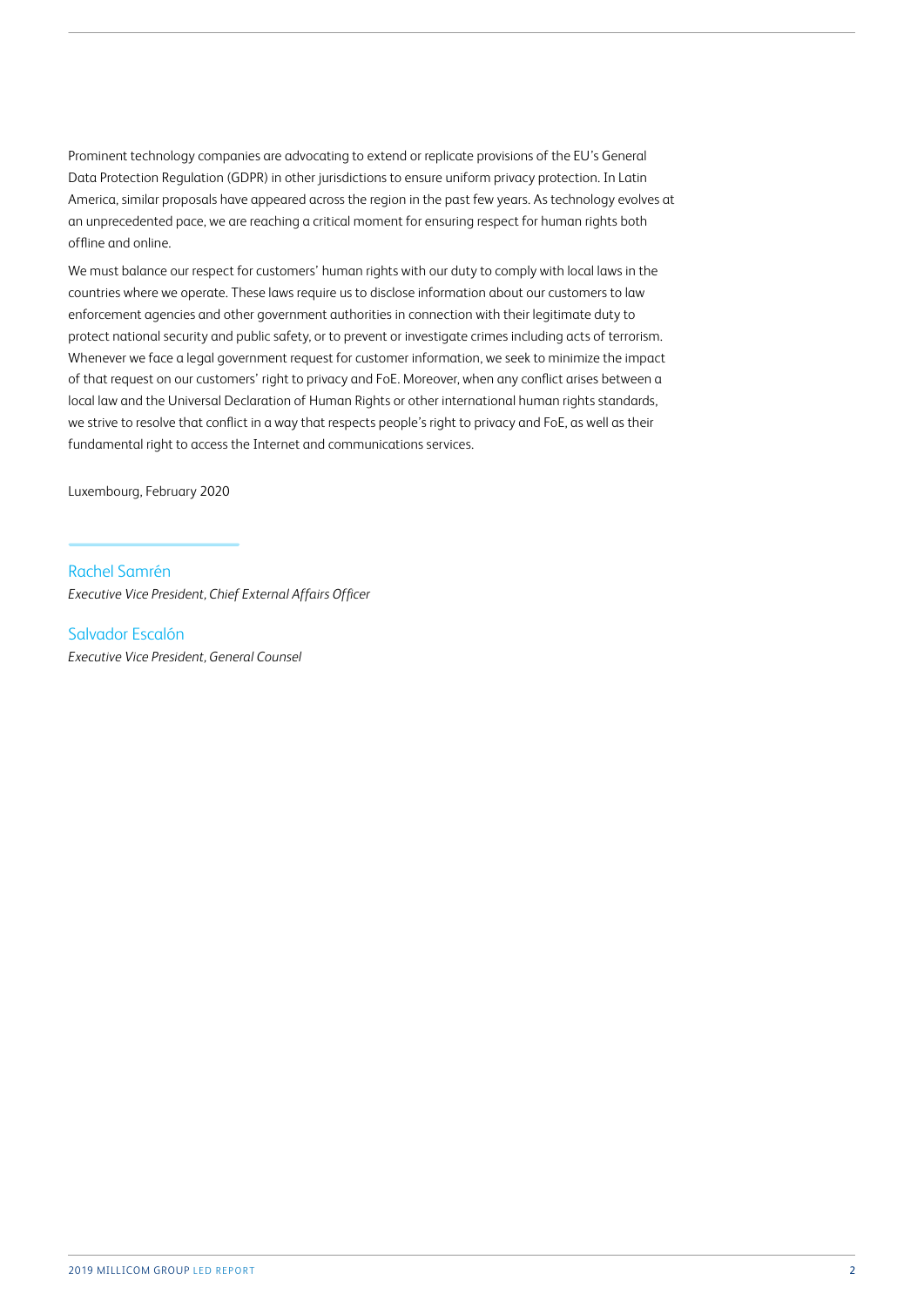Prominent technology companies are advocating to extend or replicate provisions of the EU's General Data Protection Regulation (GDPR) in other jurisdictions to ensure uniform privacy protection. In Latin America, similar proposals have appeared across the region in the past few years. As technology evolves at an unprecedented pace, we are reaching a critical moment for ensuring respect for human rights both offline and online.

We must balance our respect for customers' human rights with our duty to comply with local laws in the countries where we operate. These laws require us to disclose information about our customers to law enforcement agencies and other government authorities in connection with their legitimate duty to protect national security and public safety, or to prevent or investigate crimes including acts of terrorism. Whenever we face a legal government request for customer information, we seek to minimize the impact of that request on our customers' right to privacy and FoE. Moreover, when any conflict arises between a local law and the Universal Declaration of Human Rights or other international human rights standards, we strive to resolve that conflict in a way that respects people's right to privacy and FoE, as well as their fundamental right to access the Internet and communications services.

Luxembourg, February 2020

Rachel Samrén
*Executive Vice President, Chief External Affairs Officer*

Salvador Escalón
*Executive Vice President, General Counsel*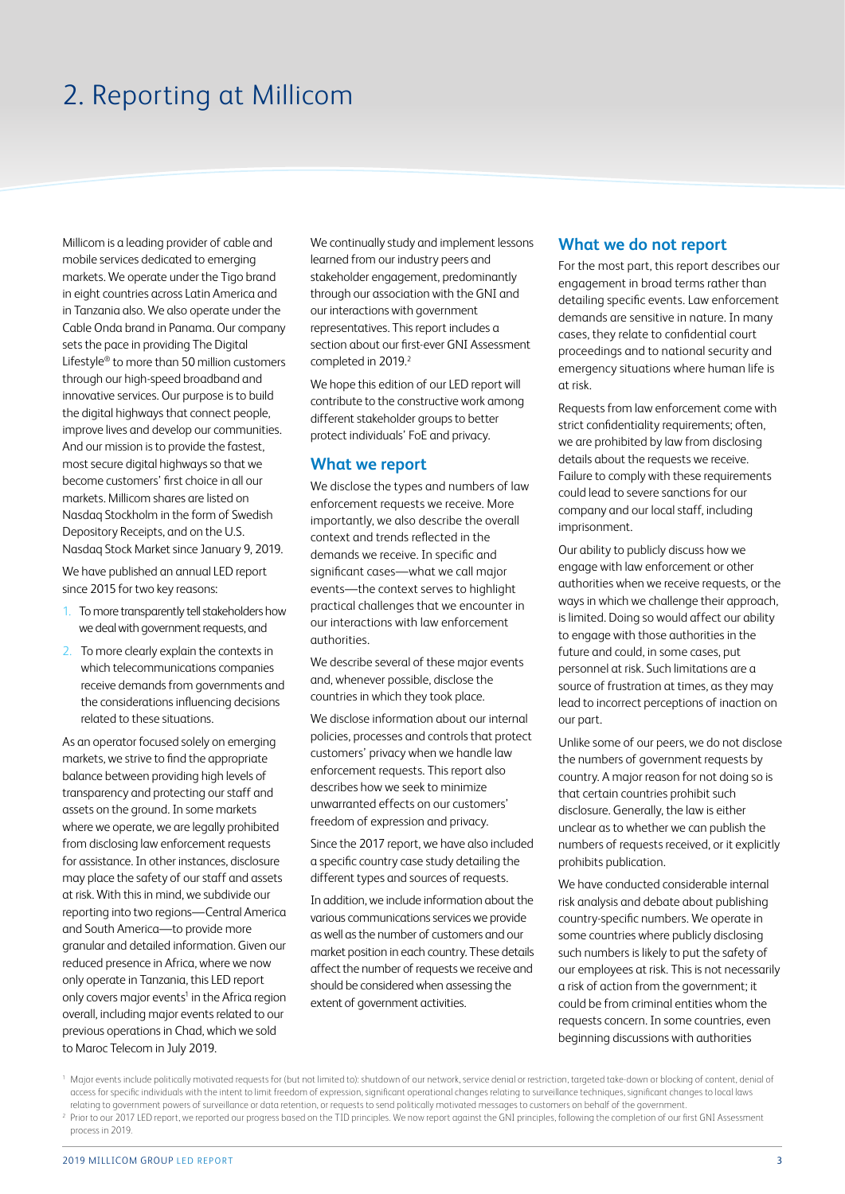# 2. Reporting at Millicom

Millicom is a leading provider of cable and mobile services dedicated to emerging markets. We operate under the Tigo brand in eight countries across Latin America and in Tanzania also. We also operate under the Cable Onda brand in Panama. Our company sets the pace in providing The Digital Lifestyle® to more than 50 million customers through our high-speed broadband and innovative services. Our purpose is to build the digital highways that connect people, improve lives and develop our communities. And our mission is to provide the fastest, most secure digital highways so that we become customers' first choice in all our markets. Millicom shares are listed on Nasdaq Stockholm in the form of Swedish Depository Receipts, and on the U.S. Nasdaq Stock Market since January 9, 2019.

We have published an annual LED report since 2015 for two key reasons:

1. To more transparently tell stakeholders how we deal with government requests, and
2. To more clearly explain the contexts in which telecommunications companies receive demands from governments and the considerations influencing decisions related to these situations.

As an operator focused solely on emerging markets, we strive to find the appropriate balance between providing high levels of transparency and protecting our staff and assets on the ground. In some markets where we operate, we are legally prohibited from disclosing law enforcement requests for assistance. In other instances, disclosure may place the safety of our staff and assets at risk. With this in mind, we subdivide our reporting into two regions—Central America and South America—to provide more granular and detailed information. Given our reduced presence in Africa, where we now only operate in Tanzania, this LED report only covers major events[1] in the Africa region overall, including major events related to our previous operations in Chad, which we sold to Maroc Telecom in July 2019.

We continually study and implement lessons learned from our industry peers and stakeholder engagement, predominantly through our association with the GNI and our interactions with government representatives. This report includes a section about our first-ever GNI Assessment completed in 2019.[2]

We hope this edition of our LED report will contribute to the constructive work among different stakeholder groups to better protect individuals' FoE and privacy.

## What we report

We disclose the types and numbers of law enforcement requests we receive. More importantly, we also describe the overall context and trends reflected in the demands we receive. In specific and significant cases—what we call major events—the context serves to highlight practical challenges that we encounter in our interactions with law enforcement authorities.

We describe several of these major events and, whenever possible, disclose the countries in which they took place.

We disclose information about our internal policies, processes and controls that protect customers' privacy when we handle law enforcement requests. This report also describes how we seek to minimize unwarranted effects on our customers' freedom of expression and privacy.

Since the 2017 report, we have also included a specific country case study detailing the different types and sources of requests.

In addition, we include information about the various communications services we provide as well as the number of customers and our market position in each country. These details affect the number of requests we receive and should be considered when assessing the extent of government activities.

## What we do not report

For the most part, this report describes our engagement in broad terms rather than detailing specific events. Law enforcement demands are sensitive in nature. In many cases, they relate to confidential court proceedings and to national security and emergency situations where human life is at risk.

Requests from law enforcement come with strict confidentiality requirements; often, we are prohibited by law from disclosing details about the requests we receive. Failure to comply with these requirements could lead to severe sanctions for our company and our local staff, including imprisonment.

Our ability to publicly discuss how we engage with law enforcement or other authorities when we receive requests, or the ways in which we challenge their approach, is limited. Doing so would affect our ability to engage with those authorities in the future and could, in some cases, put personnel at risk. Such limitations are a source of frustration at times, as they may lead to incorrect perceptions of inaction on our part.

Unlike some of our peers, we do not disclose the numbers of government requests by country. A major reason for not doing so is that certain countries prohibit such disclosure. Generally, the law is either unclear as to whether we can publish the numbers of requests received, or it explicitly prohibits publication.

We have conducted considerable internal risk analysis and debate about publishing country-specific numbers. We operate in some countries where publicly disclosing such numbers is likely to put the safety of our employees at risk. This is not necessarily a risk of action from the government; it could be from criminal entities whom the requests concern. In some countries, even beginning discussions with authorities

[1] Major events include politically motivated requests for (but not limited to): shutdown of our network, service denial or restriction, targeted take-down or blocking of content, denial of access for specific individuals with the intent to limit freedom of expression, significant operational changes relating to surveillance techniques, significant changes to local laws relating to government powers of surveillance or data retention, or requests to send politically motivated messages to customers on behalf of the government.

[2] Prior to our 2017 LED report, we reported our progress based on the TID principles. We now report against the GNI principles, following the completion of our first GNI Assessment process in 2019.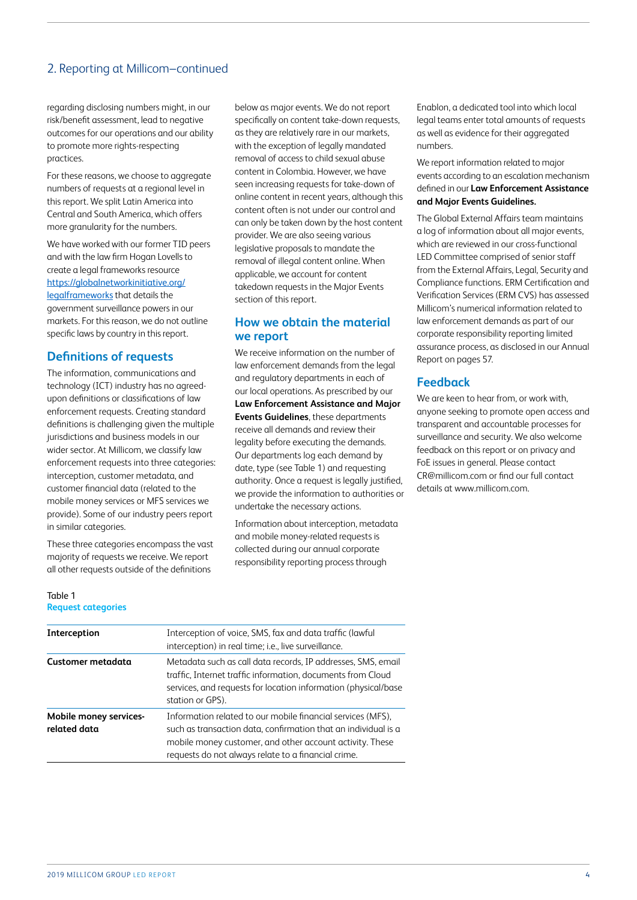## 2. Reporting at Millicom–continued

regarding disclosing numbers might, in our risk/benefit assessment, lead to negative outcomes for our operations and our ability to promote more rights-respecting practices.

For these reasons, we choose to aggregate numbers of requests at a regional level in this report. We split Latin America into Central and South America, which offers more granularity for the numbers.

We have worked with our former TID peers and with the law firm Hogan Lovells to create a legal frameworks resource https://globalnetworkinitiative.org/legalframeworks that details the government surveillance powers in our markets. For this reason, we do not outline specific laws by country in this report.

### Definitions of requests

The information, communications and technology (ICT) industry has no agreed-upon definitions or classifications of law enforcement requests. Creating standard definitions is challenging given the multiple jurisdictions and business models in our wider sector. At Millicom, we classify law enforcement requests into three categories: interception, customer metadata, and customer financial data (related to the mobile money services or MFS services we provide). Some of our industry peers report in similar categories.

These three categories encompass the vast majority of requests we receive. We report all other requests outside of the definitions below as major events. We do not report specifically on content take-down requests, as they are relatively rare in our markets, with the exception of legally mandated removal of access to child sexual abuse content in Colombia. However, we have seen increasing requests for take-down of online content in recent years, although this content often is not under our control and can only be taken down by the host content provider. We are also seeing various legislative proposals to mandate the removal of illegal content online. When applicable, we account for content takedown requests in the Major Events section of this report.

### How we obtain the material we report

We receive information on the number of law enforcement demands from the legal and regulatory departments in each of our local operations. As prescribed by our **Law Enforcement Assistance and Major Events Guidelines**, these departments receive all demands and review their legality before executing the demands. Our departments log each demand by date, type (see Table 1) and requesting authority. Once a request is legally justified, we provide the information to authorities or undertake the necessary actions.

Information about interception, metadata and mobile money-related requests is collected during our annual corporate responsibility reporting process through Enablon, a dedicated tool into which local legal teams enter total amounts of requests as well as evidence for their aggregated numbers.

We report information related to major events according to an escalation mechanism defined in our **Law Enforcement Assistance and Major Events Guidelines.**

The Global External Affairs team maintains a log of information about all major events, which are reviewed in our cross-functional LED Committee comprised of senior staff from the External Affairs, Legal, Security and Compliance functions. ERM Certification and Verification Services (ERM CVS) has assessed Millicom's numerical information related to law enforcement demands as part of our corporate responsibility reporting limited assurance process, as disclosed in our Annual Report on pages 57.

### Feedback

We are keen to hear from, or work with, anyone seeking to promote open access and transparent and accountable processes for surveillance and security. We also welcome feedback on this report or on privacy and FoE issues in general. Please contact CR@millicom.com or find our full contact details at www.millicom.com.

Table 1
**Request categories**

| | |
|---|---|
| **Interception** | Interception of voice, SMS, fax and data traffic (lawful interception) in real time; i.e., live surveillance. |
| **Customer metadata** | Metadata such as call data records, IP addresses, SMS, email traffic, Internet traffic information, documents from Cloud services, and requests for location information (physical/base station or GPS). |
| **Mobile money services-related data** | Information related to our mobile financial services (MFS), such as transaction data, confirmation that an individual is a mobile money customer, and other account activity. These requests do not always relate to a financial crime. |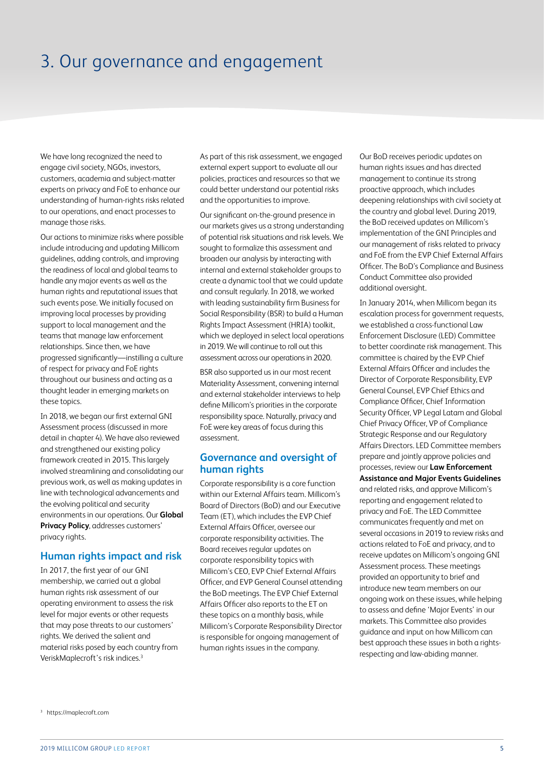# 3. Our governance and engagement

We have long recognized the need to engage civil society, NGOs, investors, customers, academia and subject-matter experts on privacy and FoE to enhance our understanding of human-rights risks related to our operations, and enact processes to manage those risks.

Our actions to minimize risks where possible include introducing and updating Millicom guidelines, adding controls, and improving the readiness of local and global teams to handle any major events as well as the human rights and reputational issues that such events pose. We initially focused on improving local processes by providing support to local management and the teams that manage law enforcement relationships. Since then, we have progressed significantly—instilling a culture of respect for privacy and FoE rights throughout our business and acting as a thought leader in emerging markets on these topics.

In 2018, we began our first external GNI Assessment process (discussed in more detail in chapter 4). We have also reviewed and strengthened our existing policy framework created in 2015. This largely involved streamlining and consolidating our previous work, as well as making updates in line with technological advancements and the evolving political and security environments in our operations. Our **Global Privacy Policy**, addresses customers' privacy rights.

## Human rights impact and risk

In 2017, the first year of our GNI membership, we carried out a global human rights risk assessment of our operating environment to assess the risk level for major events or other requests that may pose threats to our customers' rights. We derived the salient and material risks posed by each country from VeriskMaplecroft's risk indices.[3]

As part of this risk assessment, we engaged external expert support to evaluate all our policies, practices and resources so that we could better understand our potential risks and the opportunities to improve.

Our significant on-the-ground presence in our markets gives us a strong understanding of potential risk situations and risk levels. We sought to formalize this assessment and broaden our analysis by interacting with internal and external stakeholder groups to create a dynamic tool that we could update and consult regularly. In 2018, we worked with leading sustainability firm Business for Social Responsibility (BSR) to build a Human Rights Impact Assessment (HRIA) toolkit, which we deployed in select local operations in 2019. We will continue to roll out this assessment across our operations in 2020.

BSR also supported us in our most recent Materiality Assessment, convening internal and external stakeholder interviews to help define Millicom's priorities in the corporate responsibility space. Naturally, privacy and FoE were key areas of focus during this assessment.

## Governance and oversight of human rights

Corporate responsibility is a core function within our External Affairs team. Millicom's Board of Directors (BoD) and our Executive Team (ET), which includes the EVP Chief External Affairs Officer, oversee our corporate responsibility activities. The Board receives regular updates on corporate responsibility topics with Millicom's CEO, EVP Chief External Affairs Officer, and EVP General Counsel attending the BoD meetings. The EVP Chief External Affairs Officer also reports to the ET on these topics on a monthly basis, while Millicom's Corporate Responsibility Director is responsible for ongoing management of human rights issues in the company.

Our BoD receives periodic updates on human rights issues and has directed management to continue its strong proactive approach, which includes deepening relationships with civil society at the country and global level. During 2019, the BoD received updates on Millicom's implementation of the GNI Principles and our management of risks related to privacy and FoE from the EVP Chief External Affairs Officer. The BoD's Compliance and Business Conduct Committee also provided additional oversight.

In January 2014, when Millicom began its escalation process for government requests, we established a cross-functional Law Enforcement Disclosure (LED) Committee to better coordinate risk management. This committee is chaired by the EVP Chief External Affairs Officer and includes the Director of Corporate Responsibility, EVP General Counsel, EVP Chief Ethics and Compliance Officer, Chief Information Security Officer, VP Legal Latam and Global Chief Privacy Officer, VP of Compliance Strategic Response and our Regulatory Affairs Directors. LED Committee members prepare and jointly approve policies and processes, review our **Law Enforcement Assistance and Major Events Guidelines** and related risks, and approve Millicom's reporting and engagement related to privacy and FoE. The LED Committee communicates frequently and met on several occasions in 2019 to review risks and actions related to FoE and privacy, and to receive updates on Millicom's ongoing GNI Assessment process. These meetings provided an opportunity to brief and introduce new team members on our ongoing work on these issues, while helping to assess and define 'Major Events' in our markets. This Committee also provides guidance and input on how Millicom can best approach these issues in both a rights-respecting and law-abiding manner.

[3] https://maplecroft.com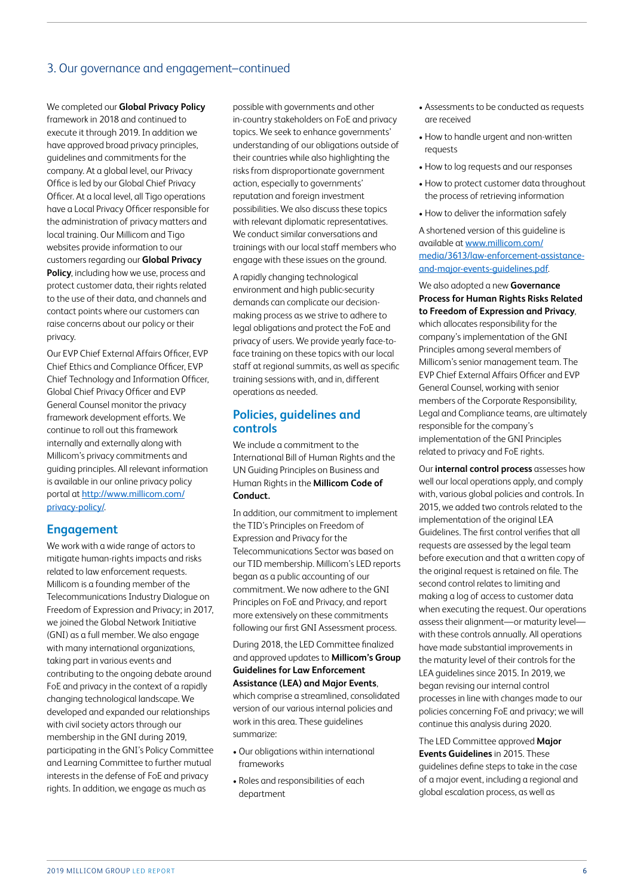## 3. Our governance and engagement–continued

We completed our **Global Privacy Policy** framework in 2018 and continued to execute it through 2019. In addition we have approved broad privacy principles, guidelines and commitments for the company. At a global level, our Privacy Office is led by our Global Chief Privacy Officer. At a local level, all Tigo operations have a Local Privacy Officer responsible for the administration of privacy matters and local training. Our Millicom and Tigo websites provide information to our customers regarding our **Global Privacy Policy**, including how we use, process and protect customer data, their rights related to the use of their data, and channels and contact points where our customers can raise concerns about our policy or their privacy.

Our EVP Chief External Affairs Officer, EVP Chief Ethics and Compliance Officer, EVP Chief Technology and Information Officer, Global Chief Privacy Officer and EVP General Counsel monitor the privacy framework development efforts. We continue to roll out this framework internally and externally along with Millicom's privacy commitments and guiding principles. All relevant information is available in our online privacy policy portal at [http://www.millicom.com/privacy-policy/](http://www.millicom.com/privacy-policy/).

### Engagement

We work with a wide range of actors to mitigate human-rights impacts and risks related to law enforcement requests. Millicom is a founding member of the Telecommunications Industry Dialogue on Freedom of Expression and Privacy; in 2017, we joined the Global Network Initiative (GNI) as a full member. We also engage with many international organizations, taking part in various events and contributing to the ongoing debate around FoE and privacy in the context of a rapidly changing technological landscape. We developed and expanded our relationships with civil society actors through our membership in the GNI during 2019, participating in the GNI's Policy Committee and Learning Committee to further mutual interests in the defense of FoE and privacy rights. In addition, we engage as much as possible with governments and other in-country stakeholders on FoE and privacy topics. We seek to enhance governments' understanding of our obligations outside of their countries while also highlighting the risks from disproportionate government action, especially to governments' reputation and foreign investment possibilities. We also discuss these topics with relevant diplomatic representatives. We conduct similar conversations and trainings with our local staff members who engage with these issues on the ground.

A rapidly changing technological environment and high public-security demands can complicate our decision-making process as we strive to adhere to legal obligations and protect the FoE and privacy of users. We provide yearly face-to-face training on these topics with our local staff at regional summits, as well as specific training sessions with, and in, different operations as needed.

### Policies, guidelines and controls

We include a commitment to the International Bill of Human Rights and the UN Guiding Principles on Business and Human Rights in the **Millicom Code of Conduct.**

In addition, our commitment to implement the TID's Principles on Freedom of Expression and Privacy for the Telecommunications Sector was based on our TID membership. Millicom's LED reports began as a public accounting of our commitment. We now adhere to the GNI Principles on FoE and Privacy, and report more extensively on these commitments following our first GNI Assessment process.

During 2018, the LED Committee finalized and approved updates to **Millicom's Group Guidelines for Law Enforcement Assistance (LEA) and Major Events**, which comprise a streamlined, consolidated version of our various internal policies and work in this area. These guidelines summarize:

- Our obligations within international frameworks
- Roles and responsibilities of each department
- Assessments to be conducted as requests are received
- How to handle urgent and non-written requests
- How to log requests and our responses
- How to protect customer data throughout the process of retrieving information
- How to deliver the information safely

A shortened version of this guideline is available at [www.millicom.com/media/3613/law-enforcement-assistance-and-major-events-guidelines.pdf](www.millicom.com/media/3613/law-enforcement-assistance-and-major-events-guidelines.pdf).

We also adopted a new **Governance Process for Human Rights Risks Related to Freedom of Expression and Privacy**, which allocates responsibility for the company's implementation of the GNI Principles among several members of Millicom's senior management team. The EVP Chief External Affairs Officer and EVP General Counsel, working with senior members of the Corporate Responsibility, Legal and Compliance teams, are ultimately responsible for the company's implementation of the GNI Principles related to privacy and FoE rights.

Our **internal control process** assesses how well our local operations apply, and comply with, various global policies and controls. In 2015, we added two controls related to the implementation of the original LEA Guidelines. The first control verifies that all requests are assessed by the legal team before execution and that a written copy of the original request is retained on file. The second control relates to limiting and making a log of access to customer data when executing the request. Our operations assess their alignment—or maturity level—with these controls annually. All operations have made substantial improvements in the maturity level of their controls for the LEA guidelines since 2015. In 2019, we began revising our internal control processes in line with changes made to our policies concerning FoE and privacy; we will continue this analysis during 2020.

The LED Committee approved **Major Events Guidelines** in 2015. These guidelines define steps to take in the case of a major event, including a regional and global escalation process, as well as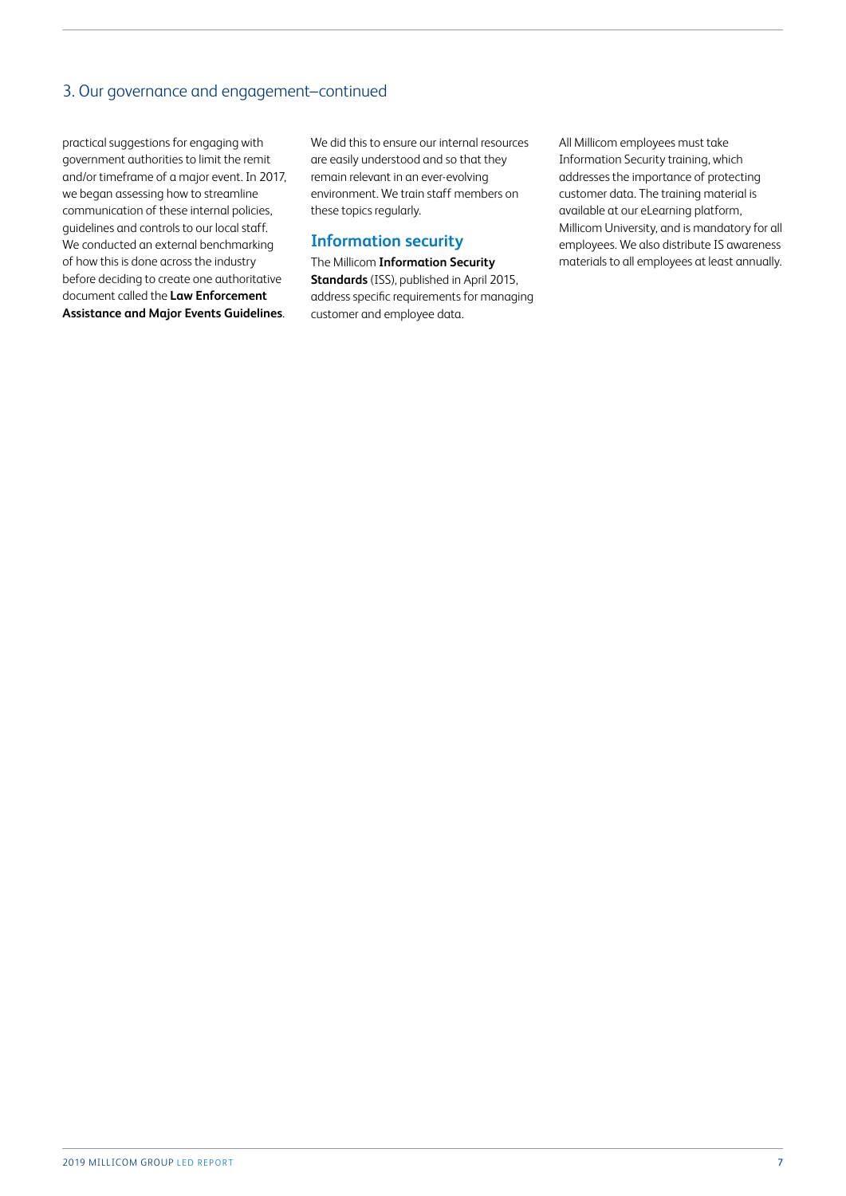## 3. Our governance and engagement–continued

practical suggestions for engaging with government authorities to limit the remit and/or timeframe of a major event. In 2017, we began assessing how to streamline communication of these internal policies, guidelines and controls to our local staff. We conducted an external benchmarking of how this is done across the industry before deciding to create one authoritative document called the **Law Enforcement Assistance and Major Events Guidelines**. We did this to ensure our internal resources are easily understood and so that they remain relevant in an ever-evolving environment. We train staff members on these topics regularly.

### Information security

The Millicom **Information Security Standards** (ISS), published in April 2015, address specific requirements for managing customer and employee data.

All Millicom employees must take Information Security training, which addresses the importance of protecting customer data. The training material is available at our eLearning platform, Millicom University, and is mandatory for all employees. We also distribute IS awareness materials to all employees at least annually.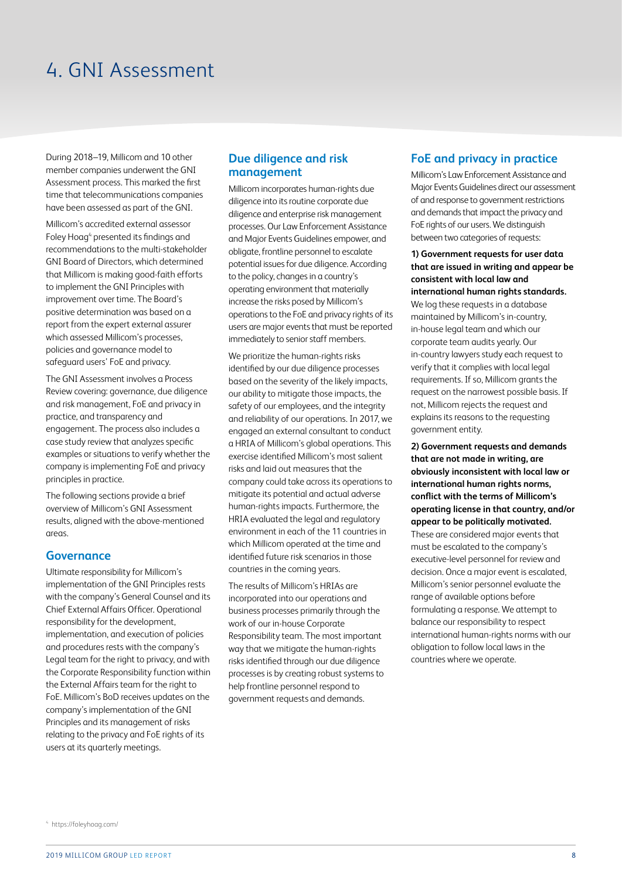# 4. GNI Assessment

During 2018–19, Millicom and 10 other member companies underwent the GNI Assessment process. This marked the first time that telecommunications companies have been assessed as part of the GNI.

Millicom's accredited external assessor Foley Hoag[4] presented its findings and recommendations to the multi-stakeholder GNI Board of Directors, which determined that Millicom is making good-faith efforts to implement the GNI Principles with improvement over time. The Board's positive determination was based on a report from the expert external assurer which assessed Millicom's processes, policies and governance model to safeguard users' FoE and privacy.

The GNI Assessment involves a Process Review covering: governance, due diligence and risk management, FoE and privacy in practice, and transparency and engagement. The process also includes a case study review that analyzes specific examples or situations to verify whether the company is implementing FoE and privacy principles in practice.

The following sections provide a brief overview of Millicom's GNI Assessment results, aligned with the above-mentioned areas.

## Governance

Ultimate responsibility for Millicom's implementation of the GNI Principles rests with the company's General Counsel and its Chief External Affairs Officer. Operational responsibility for the development, implementation, and execution of policies and procedures rests with the company's Legal team for the right to privacy, and with the Corporate Responsibility function within the External Affairs team for the right to FoE. Millicom's BoD receives updates on the company's implementation of the GNI Principles and its management of risks relating to the privacy and FoE rights of its users at its quarterly meetings.

## Due diligence and risk management

Millicom incorporates human-rights due diligence into its routine corporate due diligence and enterprise risk management processes. Our Law Enforcement Assistance and Major Events Guidelines empower, and obligate, frontline personnel to escalate potential issues for due diligence. According to the policy, changes in a country's operating environment that materially increase the risks posed by Millicom's operations to the FoE and privacy rights of its users are major events that must be reported immediately to senior staff members.

We prioritize the human-rights risks identified by our due diligence processes based on the severity of the likely impacts, our ability to mitigate those impacts, the safety of our employees, and the integrity and reliability of our operations. In 2017, we engaged an external consultant to conduct a HRIA of Millicom's global operations. This exercise identified Millicom's most salient risks and laid out measures that the company could take across its operations to mitigate its potential and actual adverse human-rights impacts. Furthermore, the HRIA evaluated the legal and regulatory environment in each of the 11 countries in which Millicom operated at the time and identified future risk scenarios in those countries in the coming years.

The results of Millicom's HRIAs are incorporated into our operations and business processes primarily through the work of our in-house Corporate Responsibility team. The most important way that we mitigate the human-rights risks identified through our due diligence processes is by creating robust systems to help frontline personnel respond to government requests and demands.

## FoE and privacy in practice

Millicom's Law Enforcement Assistance and Major Events Guidelines direct our assessment of and response to government restrictions and demands that impact the privacy and FoE rights of our users. We distinguish between two categories of requests:

**1) Government requests for user data that are issued in writing and appear be consistent with local law and international human rights standards.** We log these requests in a database maintained by Millicom's in-country, in-house legal team and which our corporate team audits yearly. Our in-country lawyers study each request to verify that it complies with local legal requirements. If so, Millicom grants the request on the narrowest possible basis. If not, Millicom rejects the request and explains its reasons to the requesting government entity.

**2) Government requests and demands that are not made in writing, are obviously inconsistent with local law or international human rights norms, conflict with the terms of Millicom's operating license in that country, and/or appear to be politically motivated.** These are considered major events that must be escalated to the company's executive-level personnel for review and decision. Once a major event is escalated, Millicom's senior personnel evaluate the range of available options before formulating a response. We attempt to balance our responsibility to respect international human-rights norms with our obligation to follow local laws in the countries where we operate.

[4] https://foleyhoag.com/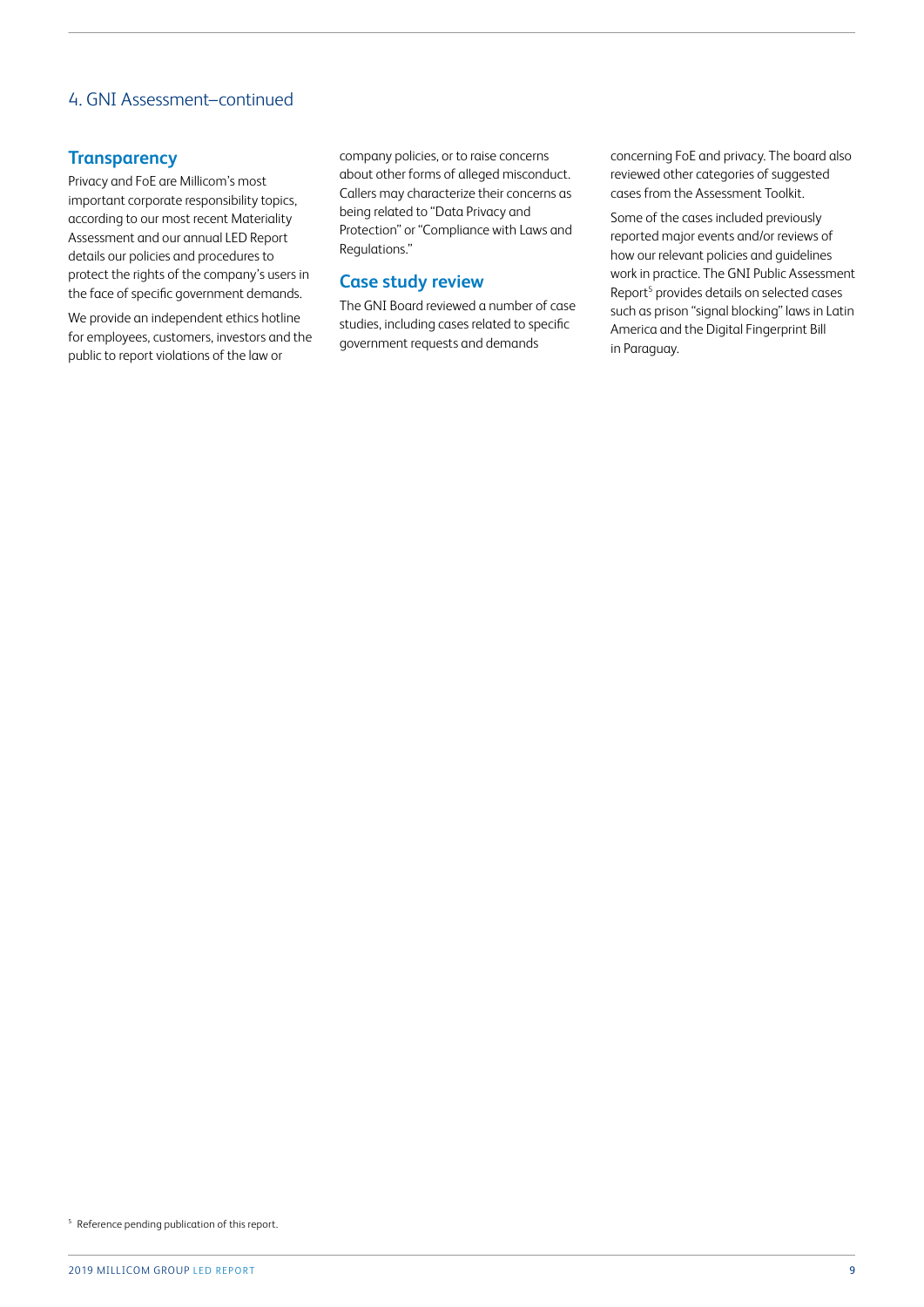## 4. GNI Assessment–continued

### Transparency

Privacy and FoE are Millicom's most important corporate responsibility topics, according to our most recent Materiality Assessment and our annual LED Report details our policies and procedures to protect the rights of the company's users in the face of specific government demands.

We provide an independent ethics hotline for employees, customers, investors and the public to report violations of the law or company policies, or to raise concerns about other forms of alleged misconduct. Callers may characterize their concerns as being related to "Data Privacy and Protection" or "Compliance with Laws and Regulations."

### Case study review

The GNI Board reviewed a number of case studies, including cases related to specific government requests and demands concerning FoE and privacy. The board also reviewed other categories of suggested cases from the Assessment Toolkit.

Some of the cases included previously reported major events and/or reviews of how our relevant policies and guidelines work in practice. The GNI Public Assessment Report[5] provides details on selected cases such as prison "signal blocking" laws in Latin America and the Digital Fingerprint Bill in Paraguay.

[5] Reference pending publication of this report.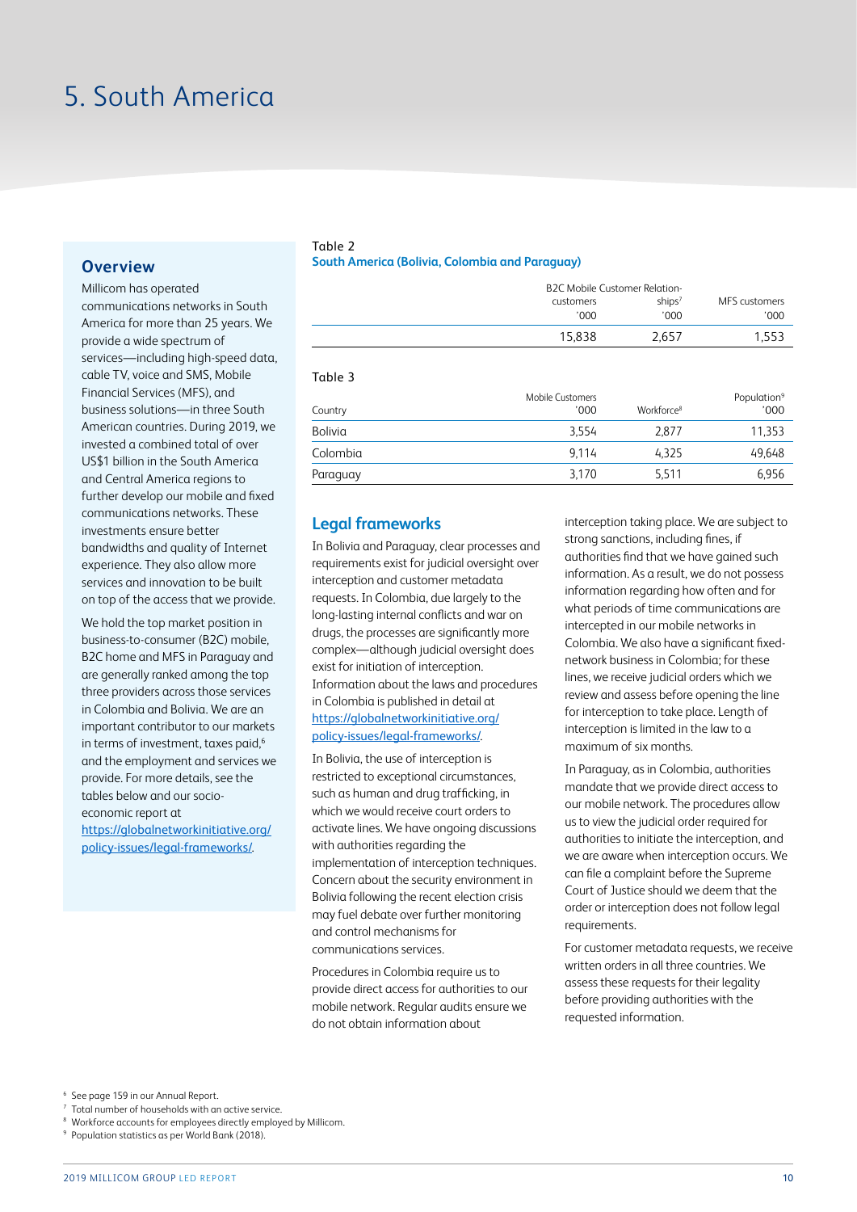# 5. South America

## Overview

Millicom has operated communications networks in South America for more than 25 years. We provide a wide spectrum of services—including high-speed data, cable TV, voice and SMS, Mobile Financial Services (MFS), and business solutions—in three South American countries. During 2019, we invested a combined total of over US$1 billion in the South America and Central America regions to further develop our mobile and fixed communications networks. These investments ensure better bandwidths and quality of Internet experience. They also allow more services and innovation to be built on top of the access that we provide.

We hold the top market position in business-to-consumer (B2C) mobile, B2C home and MFS in Paraguay and are generally ranked among the top three providers across those services in Colombia and Bolivia. We are an important contributor to our markets in terms of investment, taxes paid,[6] and the employment and services we provide. For more details, see the tables below and our socio-economic report at https://globalnetworkinitiative.org/policy-issues/legal-frameworks/.

Table 2

**South America (Bolivia, Colombia and Paraguay)**

| B2C Mobile customers '000 | Customer Relation-ships[7] '000 | MFS customers '000 |
|---|---|---|
| 15,838 | 2,657 | 1,553 |

Table 3

| Country | Mobile Customers '000 | Workforce[8] | Population[9] '000 |
|---|---|---|---|
| Bolivia | 3,554 | 2,877 | 11,353 |
| Colombia | 9,114 | 4,325 | 49,648 |
| Paraguay | 3,170 | 5,511 | 6,956 |

## Legal frameworks

In Bolivia and Paraguay, clear processes and requirements exist for judicial oversight over interception and customer metadata requests. In Colombia, due largely to the long-lasting internal conflicts and war on drugs, the processes are significantly more complex—although judicial oversight does exist for initiation of interception. Information about the laws and procedures in Colombia is published in detail at https://globalnetworkinitiative.org/policy-issues/legal-frameworks/.

In Bolivia, the use of interception is restricted to exceptional circumstances, such as human and drug trafficking, in which we would receive court orders to activate lines. We have ongoing discussions with authorities regarding the implementation of interception techniques. Concern about the security environment in Bolivia following the recent election crisis may fuel debate over further monitoring and control mechanisms for communications services.

Procedures in Colombia require us to provide direct access for authorities to our mobile network. Regular audits ensure we do not obtain information about interception taking place. We are subject to strong sanctions, including fines, if authorities find that we have gained such information. As a result, we do not possess information regarding how often and for what periods of time communications are intercepted in our mobile networks in Colombia. We also have a significant fixed-network business in Colombia; for these lines, we receive judicial orders which we review and assess before opening the line for interception to take place. Length of interception is limited in the law to a maximum of six months.

In Paraguay, as in Colombia, authorities mandate that we provide direct access to our mobile network. The procedures allow us to view the judicial order required for authorities to initiate the interception, and we are aware when interception occurs. We can file a complaint before the Supreme Court of Justice should we deem that the order or interception does not follow legal requirements.

For customer metadata requests, we receive written orders in all three countries. We assess these requests for their legality before providing authorities with the requested information.

[6] See page 159 in our Annual Report.
[7] Total number of households with an active service.
[8] Workforce accounts for employees directly employed by Millicom.
[9] Population statistics as per World Bank (2018).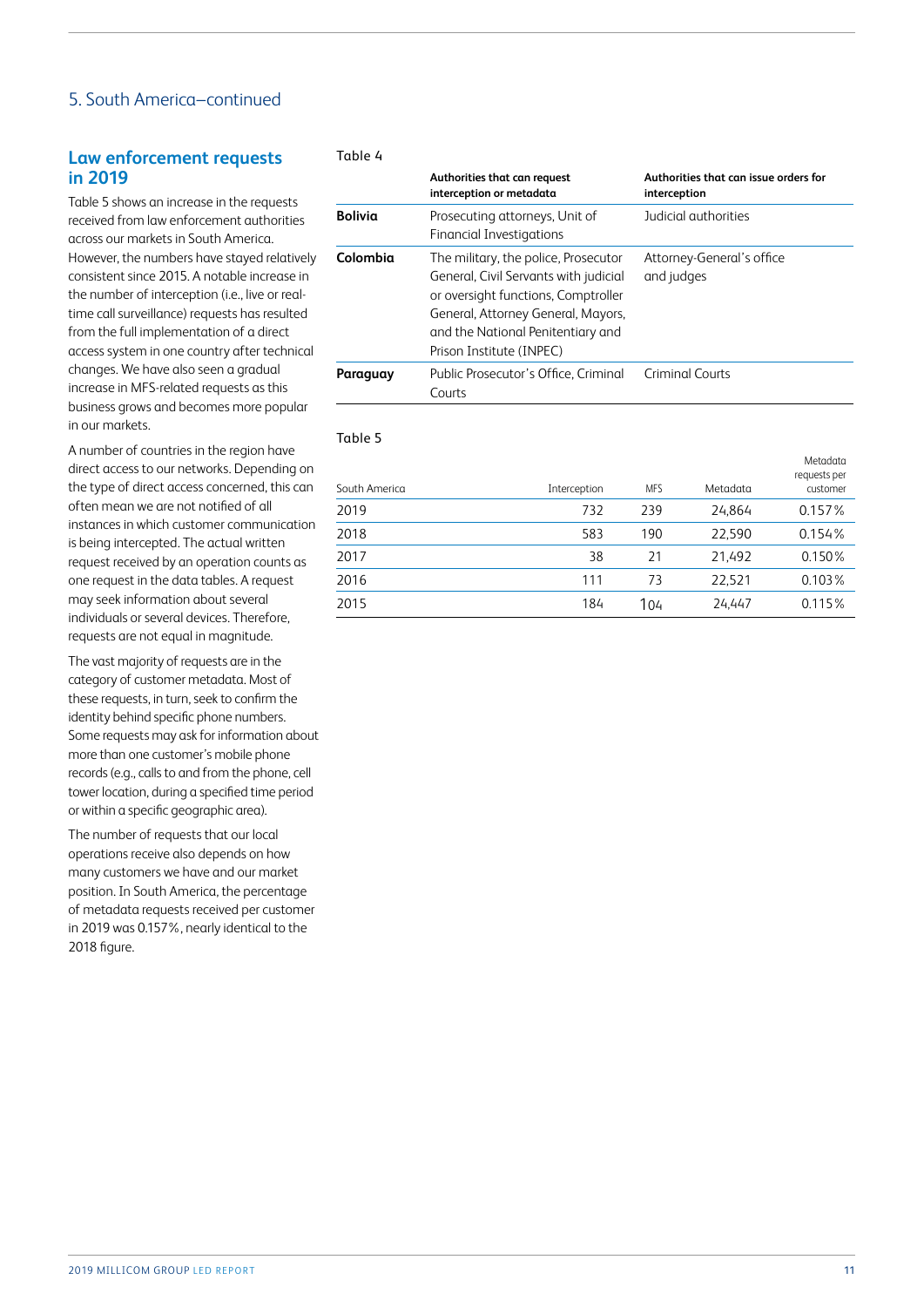## 5. South America–continued

### Law enforcement requests in 2019

Table 5 shows an increase in the requests received from law enforcement authorities across our markets in South America. However, the numbers have stayed relatively consistent since 2015. A notable increase in the number of interception (i.e., live or real-time call surveillance) requests has resulted from the full implementation of a direct access system in one country after technical changes. We have also seen a gradual increase in MFS-related requests as this business grows and becomes more popular in our markets.

A number of countries in the region have direct access to our networks. Depending on the type of direct access concerned, this can often mean we are not notified of all instances in which customer communication is being intercepted. The actual written request received by an operation counts as one request in the data tables. A request may seek information about several individuals or several devices. Therefore, requests are not equal in magnitude.

The vast majority of requests are in the category of customer metadata. Most of these requests, in turn, seek to confirm the identity behind specific phone numbers. Some requests may ask for information about more than one customer's mobile phone records (e.g., calls to and from the phone, cell tower location, during a specified time period or within a specific geographic area).

The number of requests that our local operations receive also depends on how many customers we have and our market position. In South America, the percentage of metadata requests received per customer in 2019 was 0.157%, nearly identical to the 2018 figure.

Table 4

| | Authorities that can request interception or metadata | Authorities that can issue orders for interception |
|---|---|---|
| **Bolivia** | Prosecuting attorneys, Unit of Financial Investigations | Judicial authorities |
| **Colombia** | The military, the police, Prosecutor General, Civil Servants with judicial or oversight functions, Comptroller General, Attorney General, Mayors, and the National Penitentiary and Prison Institute (INPEC) | Attorney-General's office and judges |
| **Paraguay** | Public Prosecutor's Office, Criminal Courts | Criminal Courts |

Table 5

| South America | Interception | MFS | Metadata | Metadata requests per customer |
|---|---|---|---|---|
| 2019 | 732 | 239 | 24,864 | 0.157% |
| 2018 | 583 | 190 | 22,590 | 0.154% |
| 2017 | 38 | 21 | 21,492 | 0.150% |
| 2016 | 111 | 73 | 22,521 | 0.103% |
| 2015 | 184 | 104 | 24,447 | 0.115% |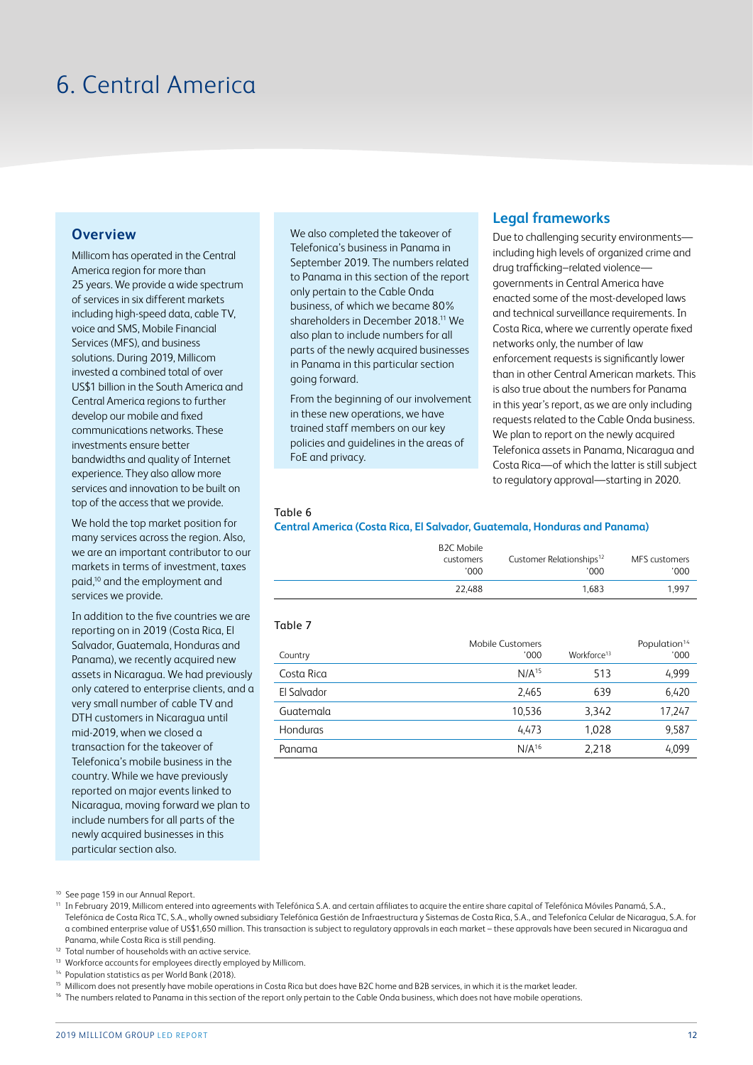# 6. Central America

## Overview

Millicom has operated in the Central America region for more than 25 years. We provide a wide spectrum of services in six different markets including high-speed data, cable TV, voice and SMS, Mobile Financial Services (MFS), and business solutions. During 2019, Millicom invested a combined total of over US$1 billion in the South America and Central America regions to further develop our mobile and fixed communications networks. These investments ensure better bandwidths and quality of Internet experience. They also allow more services and innovation to be built on top of the access that we provide.

We hold the top market position for many services across the region. Also, we are an important contributor to our markets in terms of investment, taxes paid,[10] and the employment and services we provide.

In addition to the five countries we are reporting on in 2019 (Costa Rica, El Salvador, Guatemala, Honduras and Panama), we recently acquired new assets in Nicaragua. We had previously only catered to enterprise clients, and a very small number of cable TV and DTH customers in Nicaragua until mid-2019, when we closed a transaction for the takeover of Telefonica's mobile business in the country. While we have previously reported on major events linked to Nicaragua, moving forward we plan to include numbers for all parts of the newly acquired businesses in this particular section also.

We also completed the takeover of Telefonica's business in Panama in September 2019. The numbers related to Panama in this section of the report only pertain to the Cable Onda business, of which we became 80% shareholders in December 2018.[11] We also plan to include numbers for all parts of the newly acquired businesses in Panama in this particular section going forward.

From the beginning of our involvement in these new operations, we have trained staff members on our key policies and guidelines in the areas of FoE and privacy.

## Legal frameworks

Due to challenging security environments—including high levels of organized crime and drug trafficking–related violence—governments in Central America have enacted some of the most-developed laws and technical surveillance requirements. In Costa Rica, where we currently operate fixed networks only, the number of law enforcement requests is significantly lower than in other Central American markets. This is also true about the numbers for Panama in this year's report, as we are only including requests related to the Cable Onda business. We plan to report on the newly acquired Telefonica assets in Panama, Nicaragua and Costa Rica—of which the latter is still subject to regulatory approval—starting in 2020.

Table 6

**Central America (Costa Rica, El Salvador, Guatemala, Honduras and Panama)**

| B2C Mobile customers '000 | Customer Relationships[12] '000 | MFS customers '000 |
|---|---|---|
| 22,488 | 1,683 | 1,997 |

Table 7

| Country | Mobile Customers '000 | Workforce[13] | Population[14] '000 |
|---|---|---|---|
| Costa Rica | N/A[15] | 513 | 4,999 |
| El Salvador | 2,465 | 639 | 6,420 |
| Guatemala | 10,536 | 3,342 | 17,247 |
| Honduras | 4,473 | 1,028 | 9,587 |
| Panama | N/A[16] | 2,218 | 4,099 |

[10] See page 159 in our Annual Report.

[11] In February 2019, Millicom entered into agreements with Telefónica S.A. and certain affiliates to acquire the entire share capital of Telefónica Móviles Panamá, S.A., Telefónica de Costa Rica TC, S.A., wholly owned subsidiary Telefónica Gestión de Infraestructura y Sistemas de Costa Rica, S.A., and Telefonica Celular de Nicaragua, S.A. for a combined enterprise value of US$1,650 million. This transaction is subject to regulatory approvals in each market – these approvals have been secured in Nicaragua and Panama, while Costa Rica is still pending.

[12] Total number of households with an active service.

[13] Workforce accounts for employees directly employed by Millicom.

[14] Population statistics as per World Bank (2018).

[15] Millicom does not presently have mobile operations in Costa Rica but does have B2C home and B2B services, in which it is the market leader.

[16] The numbers related to Panama in this section of the report only pertain to the Cable Onda business, which does not have mobile operations.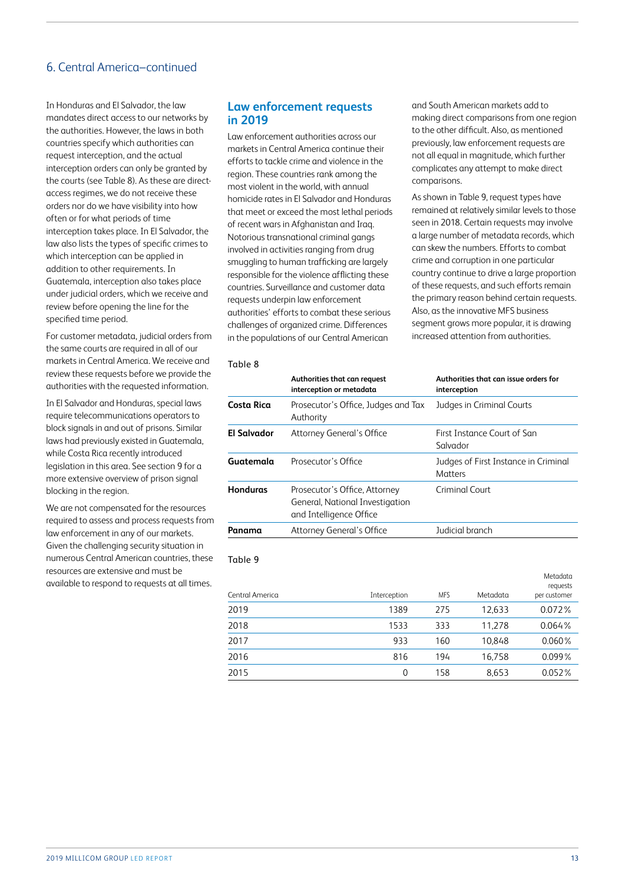## 6. Central America–continued

In Honduras and El Salvador, the law mandates direct access to our networks by the authorities. However, the laws in both countries specify which authorities can request interception, and the actual interception orders can only be granted by the courts (see Table 8). As these are direct-access regimes, we do not receive these orders nor do we have visibility into how often or for what periods of time interception takes place. In El Salvador, the law also lists the types of specific crimes to which interception can be applied in addition to other requirements. In Guatemala, interception also takes place under judicial orders, which we receive and review before opening the line for the specified time period.

For customer metadata, judicial orders from the same courts are required in all of our markets in Central America. We receive and review these requests before we provide the authorities with the requested information.

In El Salvador and Honduras, special laws require telecommunications operators to block signals in and out of prisons. Similar laws had previously existed in Guatemala, while Costa Rica recently introduced legislation in this area. See section 9 for a more extensive overview of prison signal blocking in the region.

We are not compensated for the resources required to assess and process requests from law enforcement in any of our markets. Given the challenging security situation in numerous Central American countries, these resources are extensive and must be available to respond to requests at all times.

### Law enforcement requests in 2019

Law enforcement authorities across our markets in Central America continue their efforts to tackle crime and violence in the region. These countries rank among the most violent in the world, with annual homicide rates in El Salvador and Honduras that meet or exceed the most lethal periods of recent wars in Afghanistan and Iraq. Notorious transnational criminal gangs involved in activities ranging from drug smuggling to human trafficking are largely responsible for the violence afflicting these countries. Surveillance and customer data requests underpin law enforcement authorities' efforts to combat these serious challenges of organized crime. Differences in the populations of our Central American and South American markets add to making direct comparisons from one region to the other difficult. Also, as mentioned previously, law enforcement requests are not all equal in magnitude, which further complicates any attempt to make direct comparisons.

As shown in Table 9, request types have remained at relatively similar levels to those seen in 2018. Certain requests may involve a large number of metadata records, which can skew the numbers. Efforts to combat crime and corruption in one particular country continue to drive a large proportion of these requests, and such efforts remain the primary reason behind certain requests. Also, as the innovative MFS business segment grows more popular, it is drawing increased attention from authorities.

Table 8

| | Authorities that can request interception or metadata | Authorities that can issue orders for interception |
|---|---|---|
| **Costa Rica** | Prosecutor's Office, Judges and Tax Authority | Judges in Criminal Courts |
| **El Salvador** | Attorney General's Office | First Instance Court of San Salvador |
| **Guatemala** | Prosecutor's Office | Judges of First Instance in Criminal Matters |
| **Honduras** | Prosecutor's Office, Attorney General, National Investigation and Intelligence Office | Criminal Court |
| **Panama** | Attorney General's Office | Judicial branch |

Table 9

| Central America | Interception | MFS | Metadata | Metadata requests per customer |
|---|---|---|---|---|
| 2019 | 1389 | 275 | 12,633 | 0.072% |
| 2018 | 1533 | 333 | 11,278 | 0.064% |
| 2017 | 933 | 160 | 10,848 | 0.060% |
| 2016 | 816 | 194 | 16,758 | 0.099% |
| 2015 | 0 | 158 | 8,653 | 0.052% |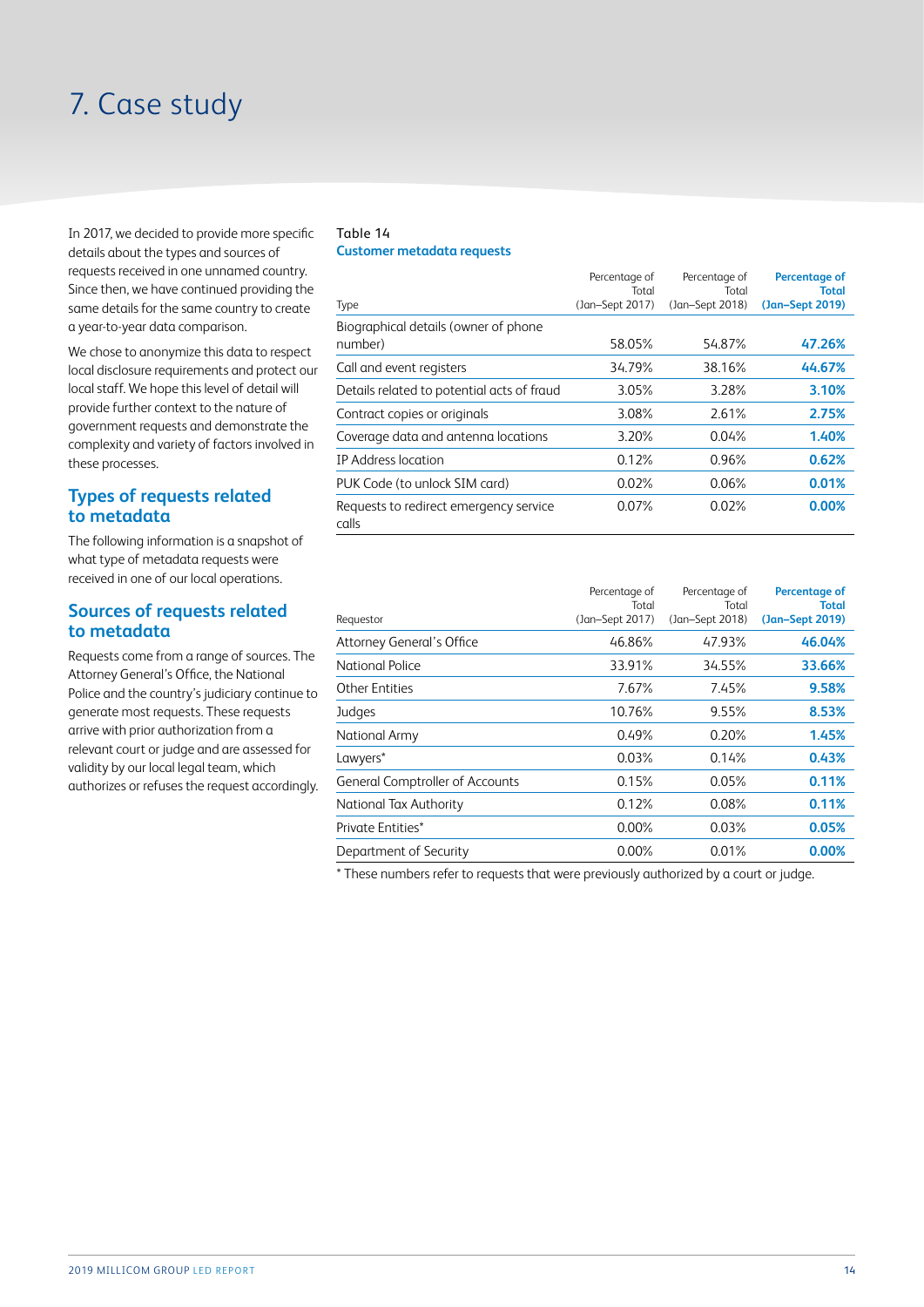# 7. Case study

In 2017, we decided to provide more specific details about the types and sources of requests received in one unnamed country. Since then, we have continued providing the same details for the same country to create a year-to-year data comparison.

We chose to anonymize this data to respect local disclosure requirements and protect our local staff. We hope this level of detail will provide further context to the nature of government requests and demonstrate the complexity and variety of factors involved in these processes.

## Types of requests related to metadata

The following information is a snapshot of what type of metadata requests were received in one of our local operations.

## Sources of requests related to metadata

Requests come from a range of sources. The Attorney General's Office, the National Police and the country's judiciary continue to generate most requests. These requests arrive with prior authorization from a relevant court or judge and are assessed for validity by our local legal team, which authorizes or refuses the request accordingly.

Table 14
**Customer metadata requests**

| Type | Percentage of Total (Jan–Sept 2017) | Percentage of Total (Jan–Sept 2018) | **Percentage of Total (Jan–Sept 2019)** |
|---|---|---|---|
| Biographical details (owner of phone number) | 58.05% | 54.87% | **47.26%** |
| Call and event registers | 34.79% | 38.16% | **44.67%** |
| Details related to potential acts of fraud | 3.05% | 3.28% | **3.10%** |
| Contract copies or originals | 3.08% | 2.61% | **2.75%** |
| Coverage data and antenna locations | 3.20% | 0.04% | **1.40%** |
| IP Address location | 0.12% | 0.96% | **0.62%** |
| PUK Code (to unlock SIM card) | 0.02% | 0.06% | **0.01%** |
| Requests to redirect emergency service calls | 0.07% | 0.02% | **0.00%** |

| Requestor | Percentage of Total (Jan–Sept 2017) | Percentage of Total (Jan–Sept 2018) | **Percentage of Total (Jan–Sept 2019)** |
|---|---|---|---|
| Attorney General's Office | 46.86% | 47.93% | **46.04%** |
| National Police | 33.91% | 34.55% | **33.66%** |
| Other Entities | 7.67% | 7.45% | **9.58%** |
| Judges | 10.76% | 9.55% | **8.53%** |
| National Army | 0.49% | 0.20% | **1.45%** |
| Lawyers* | 0.03% | 0.14% | **0.43%** |
| General Comptroller of Accounts | 0.15% | 0.05% | **0.11%** |
| National Tax Authority | 0.12% | 0.08% | **0.11%** |
| Private Entities* | 0.00% | 0.03% | **0.05%** |
| Department of Security | 0.00% | 0.01% | **0.00%** |

\* These numbers refer to requests that were previously authorized by a court or judge.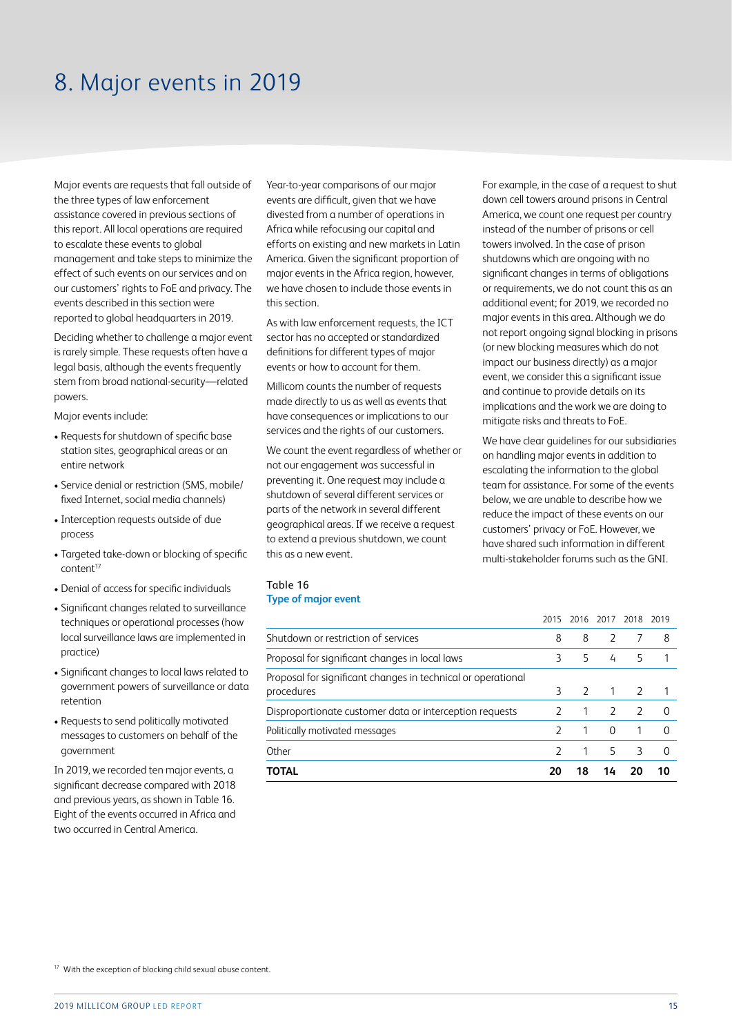# 8. Major events in 2019

Major events are requests that fall outside of the three types of law enforcement assistance covered in previous sections of this report. All local operations are required to escalate these events to global management and take steps to minimize the effect of such events on our services and on our customers' rights to FoE and privacy. The events described in this section were reported to global headquarters in 2019.

Deciding whether to challenge a major event is rarely simple. These requests often have a legal basis, although the events frequently stem from broad national-security—related powers.

Major events include:

- Requests for shutdown of specific base station sites, geographical areas or an entire network
- Service denial or restriction (SMS, mobile/fixed Internet, social media channels)
- Interception requests outside of due process
- Targeted take-down or blocking of specific content[17]
- Denial of access for specific individuals
- Significant changes related to surveillance techniques or operational processes (how local surveillance laws are implemented in practice)
- Significant changes to local laws related to government powers of surveillance or data retention
- Requests to send politically motivated messages to customers on behalf of the government

In 2019, we recorded ten major events, a significant decrease compared with 2018 and previous years, as shown in Table 16. Eight of the events occurred in Africa and two occurred in Central America.

Year-to-year comparisons of our major events are difficult, given that we have divested from a number of operations in Africa while refocusing our capital and efforts on existing and new markets in Latin America. Given the significant proportion of major events in the Africa region, however, we have chosen to include those events in this section.

As with law enforcement requests, the ICT sector has no accepted or standardized definitions for different types of major events or how to account for them.

Millicom counts the number of requests made directly to us as well as events that have consequences or implications to our services and the rights of our customers.

We count the event regardless of whether or not our engagement was successful in preventing it. One request may include a shutdown of several different services or parts of the network in several different geographical areas. If we receive a request to extend a previous shutdown, we count this as a new event.

For example, in the case of a request to shut down cell towers around prisons in Central America, we count one request per country instead of the number of prisons or cell towers involved. In the case of prison shutdowns which are ongoing with no significant changes in terms of obligations or requirements, we do not count this as an additional event; for 2019, we recorded no major events in this area. Although we do not report ongoing signal blocking in prisons (or new blocking measures which do not impact our business directly) as a major event, we consider this a significant issue and continue to provide details on its implications and the work we are doing to mitigate risks and threats to FoE.

We have clear guidelines for our subsidiaries on handling major events in addition to escalating the information to the global team for assistance. For some of the events below, we are unable to describe how we reduce the impact of these events on our customers' privacy or FoE. However, we have shared such information in different multi-stakeholder forums such as the GNI.

Table 16
**Type of major event**

| | 2015 | 2016 | 2017 | 2018 | 2019 |
|---|---|---|---|---|---|
| Shutdown or restriction of services | 8 | 8 | 2 | 7 | 8 |
| Proposal for significant changes in local laws | 3 | 5 | 4 | 5 | 1 |
| Proposal for significant changes in technical or operational procedures | 3 | 2 | 1 | 2 | 1 |
| Disproportionate customer data or interception requests | 2 | 1 | 2 | 2 | 0 |
| Politically motivated messages | 2 | 1 | 0 | 1 | 0 |
| Other | 2 | 1 | 5 | 3 | 0 |
| **TOTAL** | **20** | **18** | **14** | **20** | **10** |

[17] With the exception of blocking child sexual abuse content.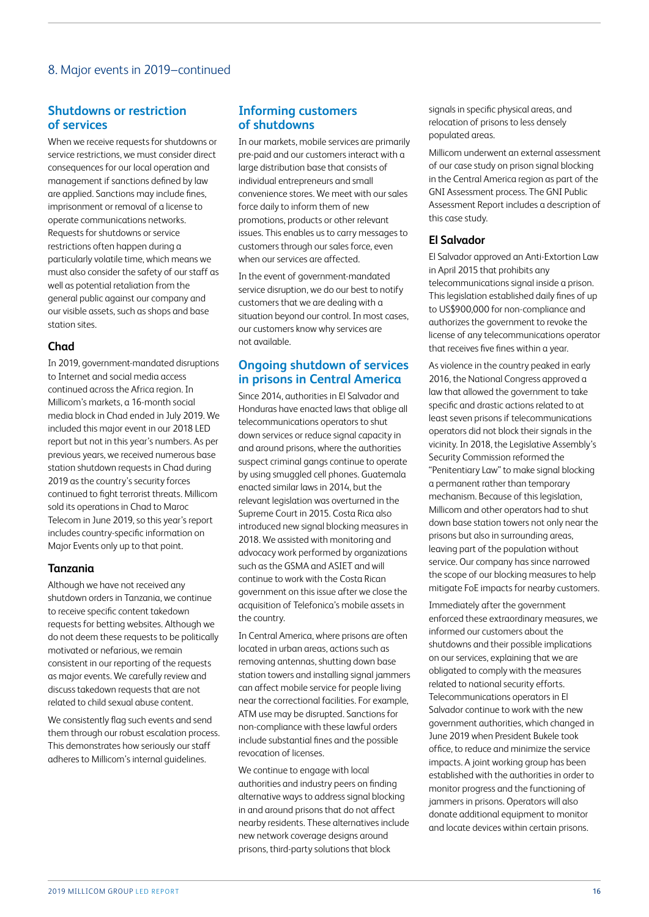## 8. Major events in 2019–continued

### Shutdowns or restriction of services

When we receive requests for shutdowns or service restrictions, we must consider direct consequences for our local operation and management if sanctions defined by law are applied. Sanctions may include fines, imprisonment or removal of a license to operate communications networks. Requests for shutdowns or service restrictions often happen during a particularly volatile time, which means we must also consider the safety of our staff as well as potential retaliation from the general public against our company and our visible assets, such as shops and base station sites.

#### Chad

In 2019, government-mandated disruptions to Internet and social media access continued across the Africa region. In Millicom's markets, a 16-month social media block in Chad ended in July 2019. We included this major event in our 2018 LED report but not in this year's numbers. As per previous years, we received numerous base station shutdown requests in Chad during 2019 as the country's security forces continued to fight terrorist threats. Millicom sold its operations in Chad to Maroc Telecom in June 2019, so this year's report includes country-specific information on Major Events only up to that point.

#### Tanzania

Although we have not received any shutdown orders in Tanzania, we continue to receive specific content takedown requests for betting websites. Although we do not deem these requests to be politically motivated or nefarious, we remain consistent in our reporting of the requests as major events. We carefully review and discuss takedown requests that are not related to child sexual abuse content.

We consistently flag such events and send them through our robust escalation process. This demonstrates how seriously our staff adheres to Millicom's internal guidelines.

### Informing customers of shutdowns

In our markets, mobile services are primarily pre-paid and our customers interact with a large distribution base that consists of individual entrepreneurs and small convenience stores. We meet with our sales force daily to inform them of new promotions, products or other relevant issues. This enables us to carry messages to customers through our sales force, even when our services are affected.

In the event of government-mandated service disruption, we do our best to notify customers that we are dealing with a situation beyond our control. In most cases, our customers know why services are not available.

### Ongoing shutdown of services in prisons in Central America

Since 2014, authorities in El Salvador and Honduras have enacted laws that oblige all telecommunications operators to shut down services or reduce signal capacity in and around prisons, where the authorities suspect criminal gangs continue to operate by using smuggled cell phones. Guatemala enacted similar laws in 2014, but the relevant legislation was overturned in the Supreme Court in 2015. Costa Rica also introduced new signal blocking measures in 2018. We assisted with monitoring and advocacy work performed by organizations such as the GSMA and ASIET and will continue to work with the Costa Rican government on this issue after we close the acquisition of Telefonica's mobile assets in the country.

In Central America, where prisons are often located in urban areas, actions such as removing antennas, shutting down base station towers and installing signal jammers can affect mobile service for people living near the correctional facilities. For example, ATM use may be disrupted. Sanctions for non-compliance with these lawful orders include substantial fines and the possible revocation of licenses.

We continue to engage with local authorities and industry peers on finding alternative ways to address signal blocking in and around prisons that do not affect nearby residents. These alternatives include new network coverage designs around prisons, third-party solutions that block signals in specific physical areas, and relocation of prisons to less densely populated areas.

Millicom underwent an external assessment of our case study on prison signal blocking in the Central America region as part of the GNI Assessment process. The GNI Public Assessment Report includes a description of this case study.

#### El Salvador

El Salvador approved an Anti-Extortion Law in April 2015 that prohibits any telecommunications signal inside a prison. This legislation established daily fines of up to US$900,000 for non-compliance and authorizes the government to revoke the license of any telecommunications operator that receives five fines within a year.

As violence in the country peaked in early 2016, the National Congress approved a law that allowed the government to take specific and drastic actions related to at least seven prisons if telecommunications operators did not block their signals in the vicinity. In 2018, the Legislative Assembly's Security Commission reformed the "Penitentiary Law" to make signal blocking a permanent rather than temporary mechanism. Because of this legislation, Millicom and other operators had to shut down base station towers not only near the prisons but also in surrounding areas, leaving part of the population without service. Our company has since narrowed the scope of our blocking measures to help mitigate FoE impacts for nearby customers.

Immediately after the government enforced these extraordinary measures, we informed our customers about the shutdowns and their possible implications on our services, explaining that we are obligated to comply with the measures related to national security efforts. Telecommunications operators in El Salvador continue to work with the new government authorities, which changed in June 2019 when President Bukele took office, to reduce and minimize the service impacts. A joint working group has been established with the authorities in order to monitor progress and the functioning of jammers in prisons. Operators will also donate additional equipment to monitor and locate devices within certain prisons.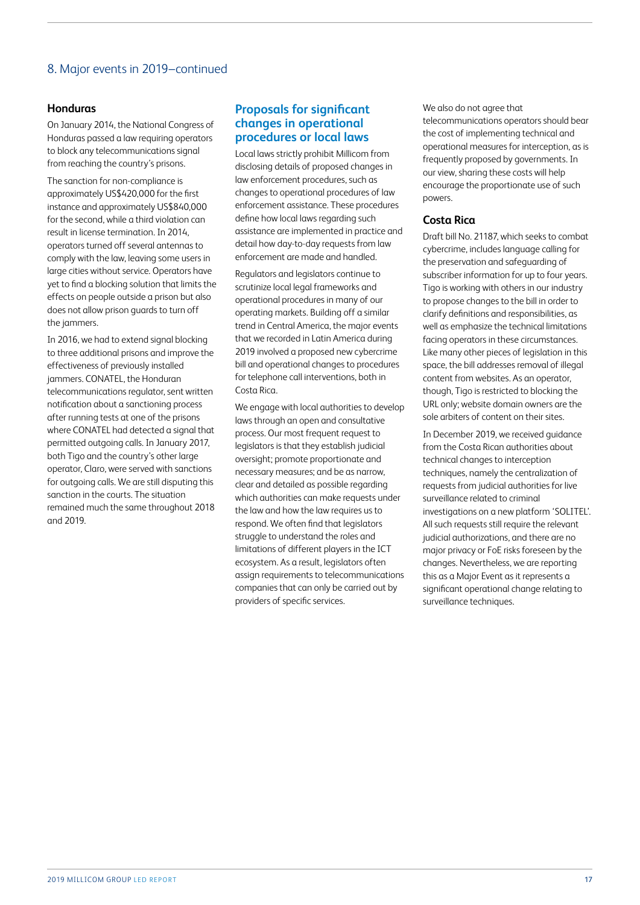## 8. Major events in 2019–continued

### Honduras

On January 2014, the National Congress of Honduras passed a law requiring operators to block any telecommunications signal from reaching the country's prisons.

The sanction for non-compliance is approximately US$420,000 for the first instance and approximately US$840,000 for the second, while a third violation can result in license termination. In 2014, operators turned off several antennas to comply with the law, leaving some users in large cities without service. Operators have yet to find a blocking solution that limits the effects on people outside a prison but also does not allow prison guards to turn off the jammers.

In 2016, we had to extend signal blocking to three additional prisons and improve the effectiveness of previously installed jammers. CONATEL, the Honduran telecommunications regulator, sent written notification about a sanctioning process after running tests at one of the prisons where CONATEL had detected a signal that permitted outgoing calls. In January 2017, both Tigo and the country's other large operator, Claro, were served with sanctions for outgoing calls. We are still disputing this sanction in the courts. The situation remained much the same throughout 2018 and 2019.

## Proposals for significant changes in operational procedures or local laws

Local laws strictly prohibit Millicom from disclosing details of proposed changes in law enforcement procedures, such as changes to operational procedures of law enforcement assistance. These procedures define how local laws regarding such assistance are implemented in practice and detail how day-to-day requests from law enforcement are made and handled.

Regulators and legislators continue to scrutinize local legal frameworks and operational procedures in many of our operating markets. Building off a similar trend in Central America, the major events that we recorded in Latin America during 2019 involved a proposed new cybercrime bill and operational changes to procedures for telephone call interventions, both in Costa Rica.

We engage with local authorities to develop laws through an open and consultative process. Our most frequent request to legislators is that they establish judicial oversight; promote proportionate and necessary measures; and be as narrow, clear and detailed as possible regarding which authorities can make requests under the law and how the law requires us to respond. We often find that legislators struggle to understand the roles and limitations of different players in the ICT ecosystem. As a result, legislators often assign requirements to telecommunications companies that can only be carried out by providers of specific services.

We also do not agree that telecommunications operators should bear the cost of implementing technical and operational measures for interception, as is frequently proposed by governments. In our view, sharing these costs will help encourage the proportionate use of such powers.

### Costa Rica

Draft bill No. 21187, which seeks to combat cybercrime, includes language calling for the preservation and safeguarding of subscriber information for up to four years. Tigo is working with others in our industry to propose changes to the bill in order to clarify definitions and responsibilities, as well as emphasize the technical limitations facing operators in these circumstances. Like many other pieces of legislation in this space, the bill addresses removal of illegal content from websites. As an operator, though, Tigo is restricted to blocking the URL only; website domain owners are the sole arbiters of content on their sites.

In December 2019, we received guidance from the Costa Rican authorities about technical changes to interception techniques, namely the centralization of requests from judicial authorities for live surveillance related to criminal investigations on a new platform 'SOLITEL'. All such requests still require the relevant judicial authorizations, and there are no major privacy or FoE risks foreseen by the changes. Nevertheless, we are reporting this as a Major Event as it represents a significant operational change relating to surveillance techniques.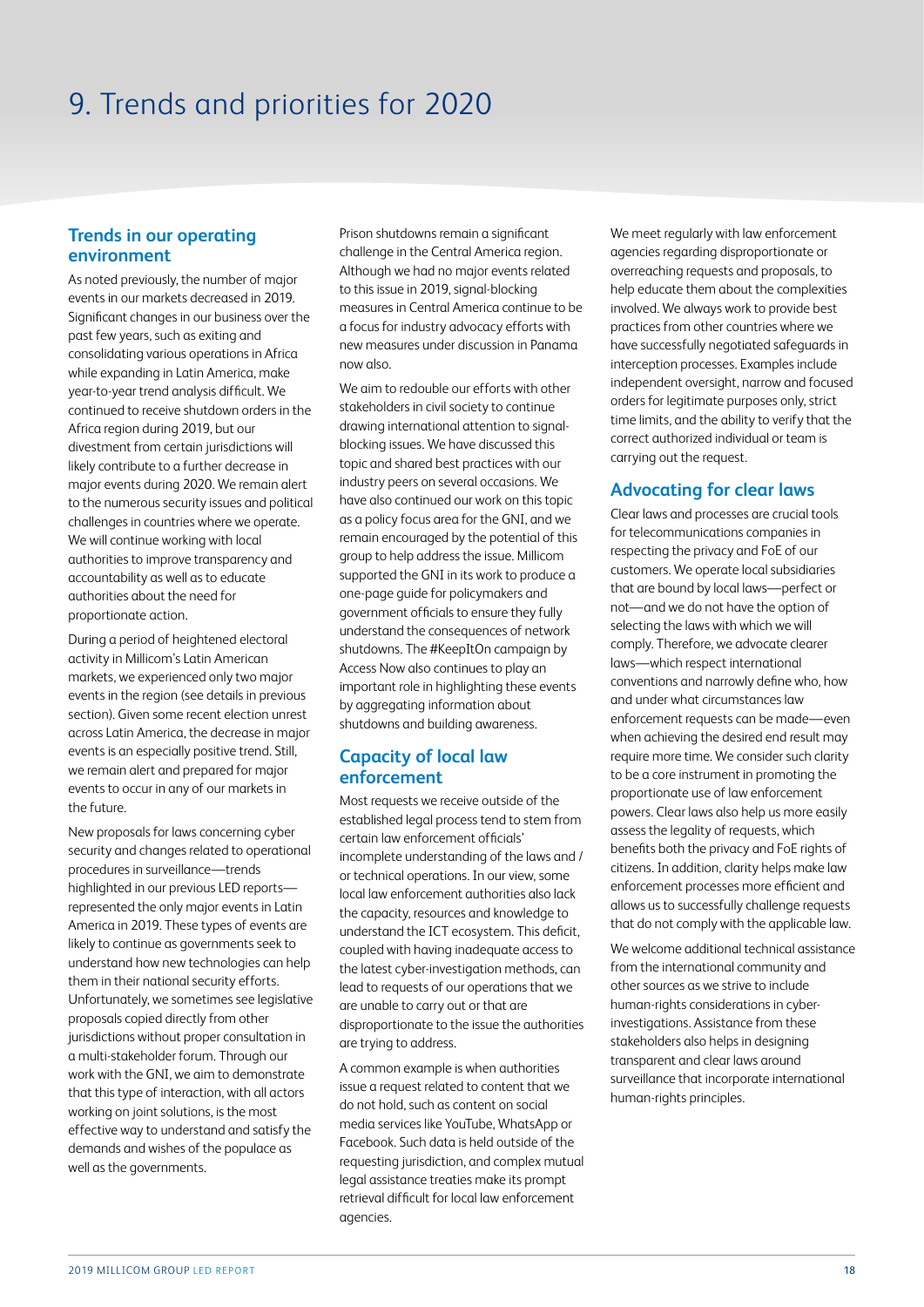# 9. Trends and priorities for 2020

## Trends in our operating environment

As noted previously, the number of major events in our markets decreased in 2019. Significant changes in our business over the past few years, such as exiting and consolidating various operations in Africa while expanding in Latin America, make year-to-year trend analysis difficult. We continued to receive shutdown orders in the Africa region during 2019, but our divestment from certain jurisdictions will likely contribute to a further decrease in major events during 2020. We remain alert to the numerous security issues and political challenges in countries where we operate. We will continue working with local authorities to improve transparency and accountability as well as to educate authorities about the need for proportionate action.

During a period of heightened electoral activity in Millicom's Latin American markets, we experienced only two major events in the region (see details in previous section). Given some recent election unrest across Latin America, the decrease in major events is an especially positive trend. Still, we remain alert and prepared for major events to occur in any of our markets in the future.

New proposals for laws concerning cyber security and changes related to operational procedures in surveillance—trends highlighted in our previous LED reports—represented the only major events in Latin America in 2019. These types of events are likely to continue as governments seek to understand how new technologies can help them in their national security efforts. Unfortunately, we sometimes see legislative proposals copied directly from other jurisdictions without proper consultation in a multi-stakeholder forum. Through our work with the GNI, we aim to demonstrate that this type of interaction, with all actors working on joint solutions, is the most effective way to understand and satisfy the demands and wishes of the populace as well as the governments.

Prison shutdowns remain a significant challenge in the Central America region. Although we had no major events related to this issue in 2019, signal-blocking measures in Central America continue to be a focus for industry advocacy efforts with new measures under discussion in Panama now also.

We aim to redouble our efforts with other stakeholders in civil society to continue drawing international attention to signal-blocking issues. We have discussed this topic and shared best practices with our industry peers on several occasions. We have also continued our work on this topic as a policy focus area for the GNI, and we remain encouraged by the potential of this group to help address the issue. Millicom supported the GNI in its work to produce a one-page guide for policymakers and government officials to ensure they fully understand the consequences of network shutdowns. The #KeepItOn campaign by Access Now also continues to play an important role in highlighting these events by aggregating information about shutdowns and building awareness.

## Capacity of local law enforcement

Most requests we receive outside of the established legal process tend to stem from certain law enforcement officials' incomplete understanding of the laws and / or technical operations. In our view, some local law enforcement authorities also lack the capacity, resources and knowledge to understand the ICT ecosystem. This deficit, coupled with having inadequate access to the latest cyber-investigation methods, can lead to requests of our operations that we are unable to carry out or that are disproportionate to the issue the authorities are trying to address.

A common example is when authorities issue a request related to content that we do not hold, such as content on social media services like YouTube, WhatsApp or Facebook. Such data is held outside of the requesting jurisdiction, and complex mutual legal assistance treaties make its prompt retrieval difficult for local law enforcement agencies.

We meet regularly with law enforcement agencies regarding disproportionate or overreaching requests and proposals, to help educate them about the complexities involved. We always work to provide best practices from other countries where we have successfully negotiated safeguards in interception processes. Examples include independent oversight, narrow and focused orders for legitimate purposes only, strict time limits, and the ability to verify that the correct authorized individual or team is carrying out the request.

## Advocating for clear laws

Clear laws and processes are crucial tools for telecommunications companies in respecting the privacy and FoE of our customers. We operate local subsidiaries that are bound by local laws—perfect or not—and we do not have the option of selecting the laws with which we will comply. Therefore, we advocate clearer laws—which respect international conventions and narrowly define who, how and under what circumstances law enforcement requests can be made—even when achieving the desired end result may require more time. We consider such clarity to be a core instrument in promoting the proportionate use of law enforcement powers. Clear laws also help us more easily assess the legality of requests, which benefits both the privacy and FoE rights of citizens. In addition, clarity helps make law enforcement processes more efficient and allows us to successfully challenge requests that do not comply with the applicable law.

We welcome additional technical assistance from the international community and other sources as we strive to include human-rights considerations in cyber-investigations. Assistance from these stakeholders also helps in designing transparent and clear laws around surveillance that incorporate international human-rights principles.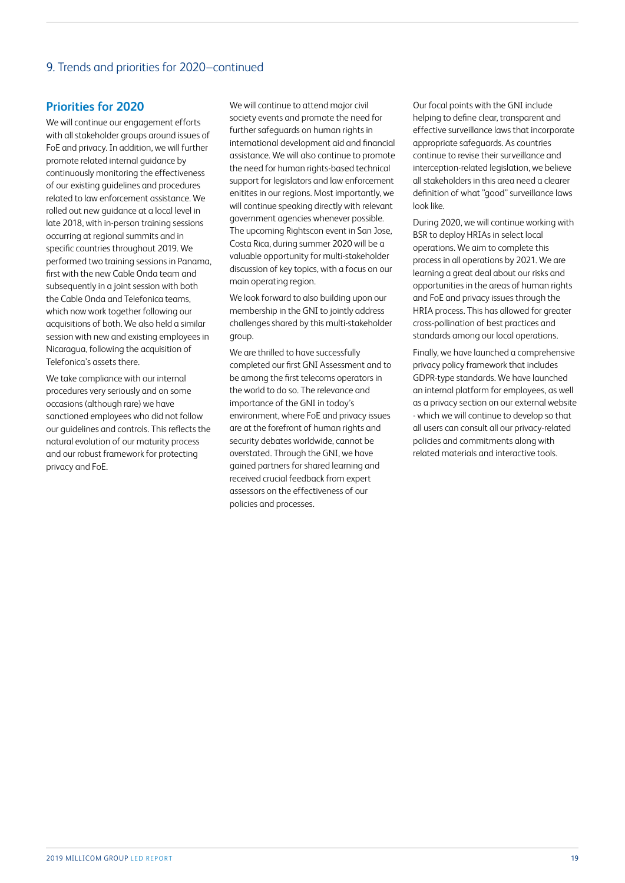## 9. Trends and priorities for 2020–continued

### Priorities for 2020

We will continue our engagement efforts with all stakeholder groups around issues of FoE and privacy. In addition, we will further promote related internal guidance by continuously monitoring the effectiveness of our existing guidelines and procedures related to law enforcement assistance. We rolled out new guidance at a local level in late 2018, with in-person training sessions occurring at regional summits and in specific countries throughout 2019. We performed two training sessions in Panama, first with the new Cable Onda team and subsequently in a joint session with both the Cable Onda and Telefonica teams, which now work together following our acquisitions of both. We also held a similar session with new and existing employees in Nicaragua, following the acquisition of Telefonica's assets there.

We take compliance with our internal procedures very seriously and on some occasions (although rare) we have sanctioned employees who did not follow our guidelines and controls. This reflects the natural evolution of our maturity process and our robust framework for protecting privacy and FoE.

We will continue to attend major civil society events and promote the need for further safeguards on human rights in international development aid and financial assistance. We will also continue to promote the need for human rights-based technical support for legislators and law enforcement enitites in our regions. Most importantly, we will continue speaking directly with relevant government agencies whenever possible. The upcoming Rightscon event in San Jose, Costa Rica, during summer 2020 will be a valuable opportunity for multi-stakeholder discussion of key topics, with a focus on our main operating region.

We look forward to also building upon our membership in the GNI to jointly address challenges shared by this multi-stakeholder group.

We are thrilled to have successfully completed our first GNI Assessment and to be among the first telecoms operators in the world to do so. The relevance and importance of the GNI in today's environment, where FoE and privacy issues are at the forefront of human rights and security debates worldwide, cannot be overstated. Through the GNI, we have gained partners for shared learning and received crucial feedback from expert assessors on the effectiveness of our policies and processes.

Our focal points with the GNI include helping to define clear, transparent and effective surveillance laws that incorporate appropriate safeguards. As countries continue to revise their surveillance and interception-related legislation, we believe all stakeholders in this area need a clearer definition of what "good" surveillance laws look like.

During 2020, we will continue working with BSR to deploy HRIAs in select local operations. We aim to complete this process in all operations by 2021. We are learning a great deal about our risks and opportunities in the areas of human rights and FoE and privacy issues through the HRIA process. This has allowed for greater cross-pollination of best practices and standards among our local operations.

Finally, we have launched a comprehensive privacy policy framework that includes GDPR-type standards. We have launched an internal platform for employees, as well as a privacy section on our external website - which we will continue to develop so that all users can consult all our privacy-related policies and commitments along with related materials and interactive tools.